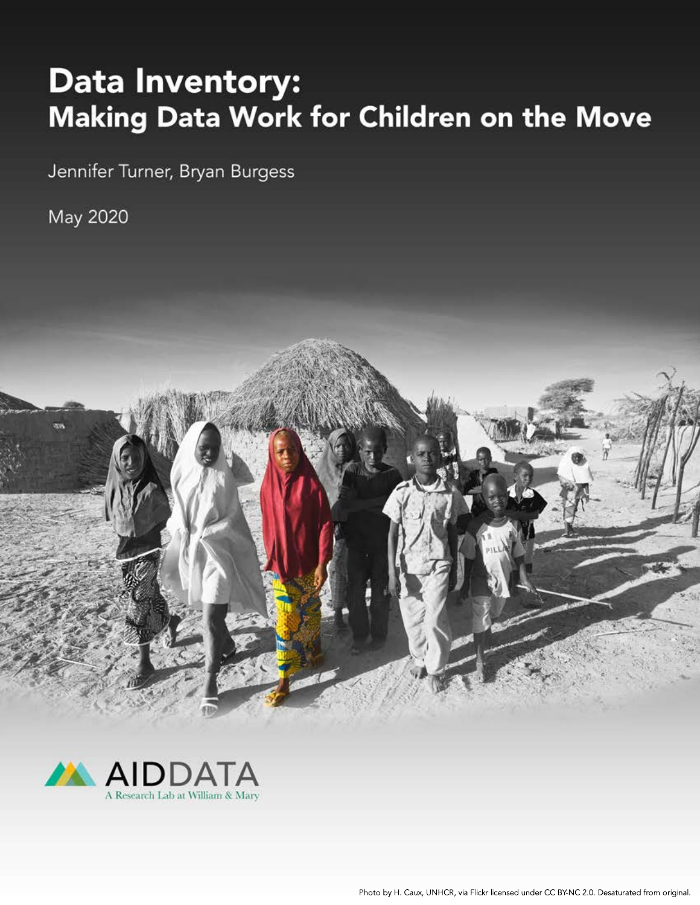# Data Inventory:
## Making Data Work for Children on the Move

Jennifer Turner, Bryan Burgess

May 2020

AIDDATA
A Research Lab at William & Mary

Photo by H. Caux, UNHCR, via Flickr licensed under CC BY-NC 2.0. Desaturated from original.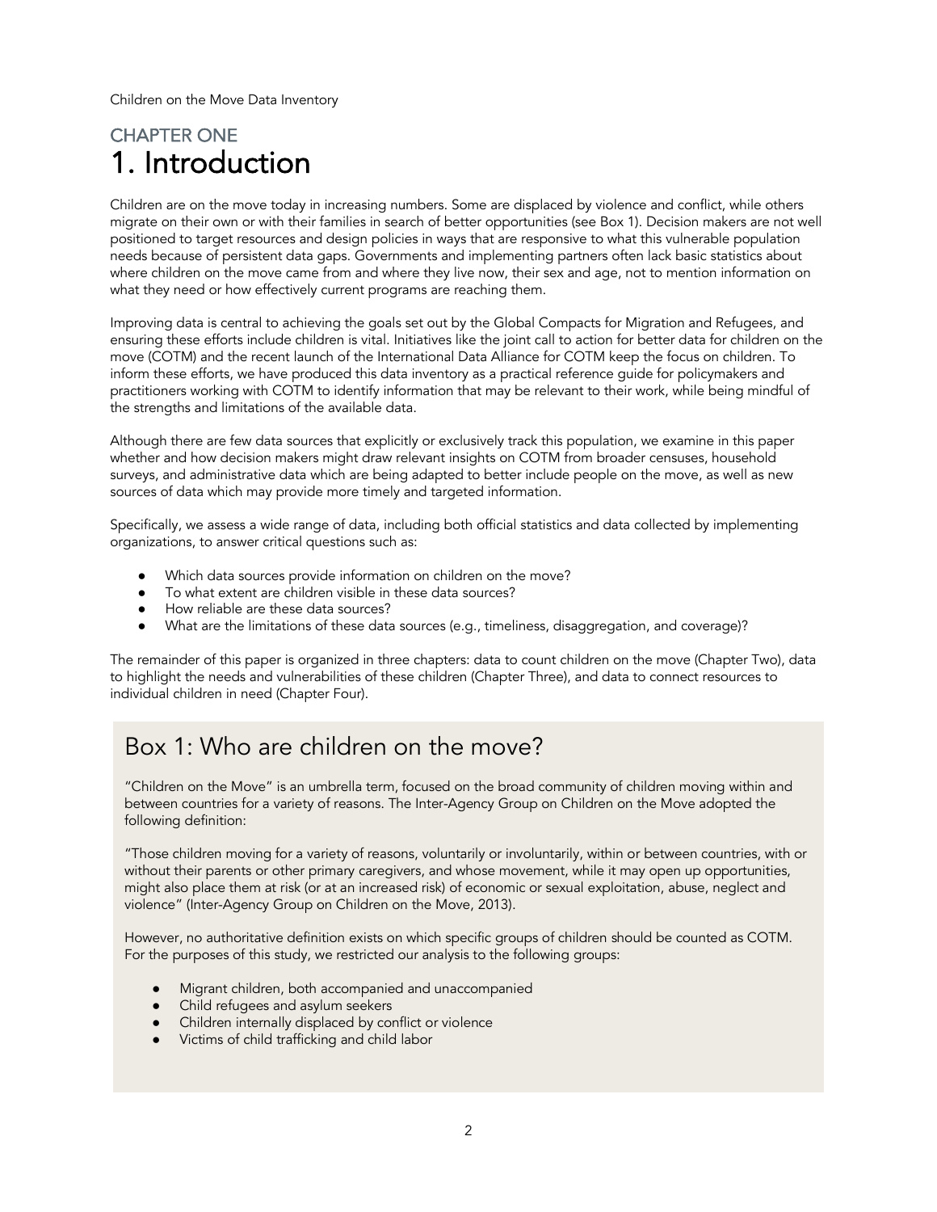## CHAPTER ONE

# 1. Introduction

Children are on the move today in increasing numbers. Some are displaced by violence and conflict, while others migrate on their own or with their families in search of better opportunities (see Box 1). Decision makers are not well positioned to target resources and design policies in ways that are responsive to what this vulnerable population needs because of persistent data gaps. Governments and implementing partners often lack basic statistics about where children on the move came from and where they live now, their sex and age, not to mention information on what they need or how effectively current programs are reaching them.

Improving data is central to achieving the goals set out by the Global Compacts for Migration and Refugees, and ensuring these efforts include children is vital. Initiatives like the joint call to action for better data for children on the move (COTM) and the recent launch of the International Data Alliance for COTM keep the focus on children. To inform these efforts, we have produced this data inventory as a practical reference guide for policymakers and practitioners working with COTM to identify information that may be relevant to their work, while being mindful of the strengths and limitations of the available data.

Although there are few data sources that explicitly or exclusively track this population, we examine in this paper whether and how decision makers might draw relevant insights on COTM from broader censuses, household surveys, and administrative data which are being adapted to better include people on the move, as well as new sources of data which may provide more timely and targeted information.

Specifically, we assess a wide range of data, including both official statistics and data collected by implementing organizations, to answer critical questions such as:

- Which data sources provide information on children on the move?
- To what extent are children visible in these data sources?
- How reliable are these data sources?
- What are the limitations of these data sources (e.g., timeliness, disaggregation, and coverage)?

The remainder of this paper is organized in three chapters: data to count children on the move (Chapter Two), data to highlight the needs and vulnerabilities of these children (Chapter Three), and data to connect resources to individual children in need (Chapter Four).

## Box 1: Who are children on the move?

"Children on the Move" is an umbrella term, focused on the broad community of children moving within and between countries for a variety of reasons. The Inter-Agency Group on Children on the Move adopted the following definition:

"Those children moving for a variety of reasons, voluntarily or involuntarily, within or between countries, with or without their parents or other primary caregivers, and whose movement, while it may open up opportunities, might also place them at risk (or at an increased risk) of economic or sexual exploitation, abuse, neglect and violence" (Inter-Agency Group on Children on the Move, 2013).

However, no authoritative definition exists on which specific groups of children should be counted as COTM. For the purposes of this study, we restricted our analysis to the following groups:

- Migrant children, both accompanied and unaccompanied
- Child refugees and asylum seekers
- Children internally displaced by conflict or violence
- Victims of child trafficking and child labor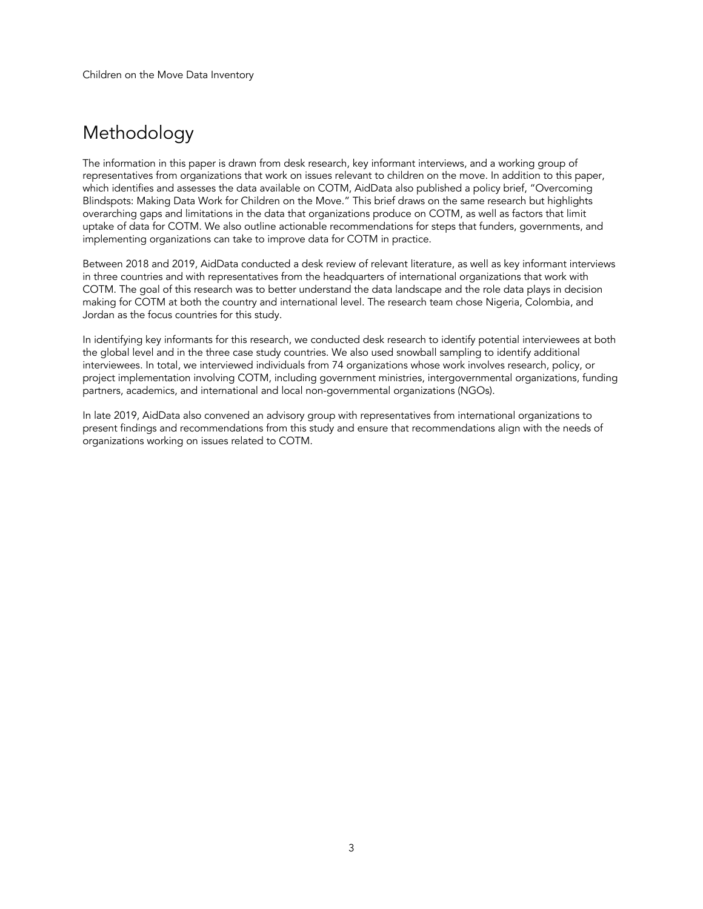# Methodology

The information in this paper is drawn from desk research, key informant interviews, and a working group of representatives from organizations that work on issues relevant to children on the move. In addition to this paper, which identifies and assesses the data available on COTM, AidData also published a policy brief, "Overcoming Blindspots: Making Data Work for Children on the Move." This brief draws on the same research but highlights overarching gaps and limitations in the data that organizations produce on COTM, as well as factors that limit uptake of data for COTM. We also outline actionable recommendations for steps that funders, governments, and implementing organizations can take to improve data for COTM in practice.

Between 2018 and 2019, AidData conducted a desk review of relevant literature, as well as key informant interviews in three countries and with representatives from the headquarters of international organizations that work with COTM. The goal of this research was to better understand the data landscape and the role data plays in decision making for COTM at both the country and international level. The research team chose Nigeria, Colombia, and Jordan as the focus countries for this study.

In identifying key informants for this research, we conducted desk research to identify potential interviewees at both the global level and in the three case study countries. We also used snowball sampling to identify additional interviewees. In total, we interviewed individuals from 74 organizations whose work involves research, policy, or project implementation involving COTM, including government ministries, intergovernmental organizations, funding partners, academics, and international and local non-governmental organizations (NGOs).

In late 2019, AidData also convened an advisory group with representatives from international organizations to present findings and recommendations from this study and ensure that recommendations align with the needs of organizations working on issues related to COTM.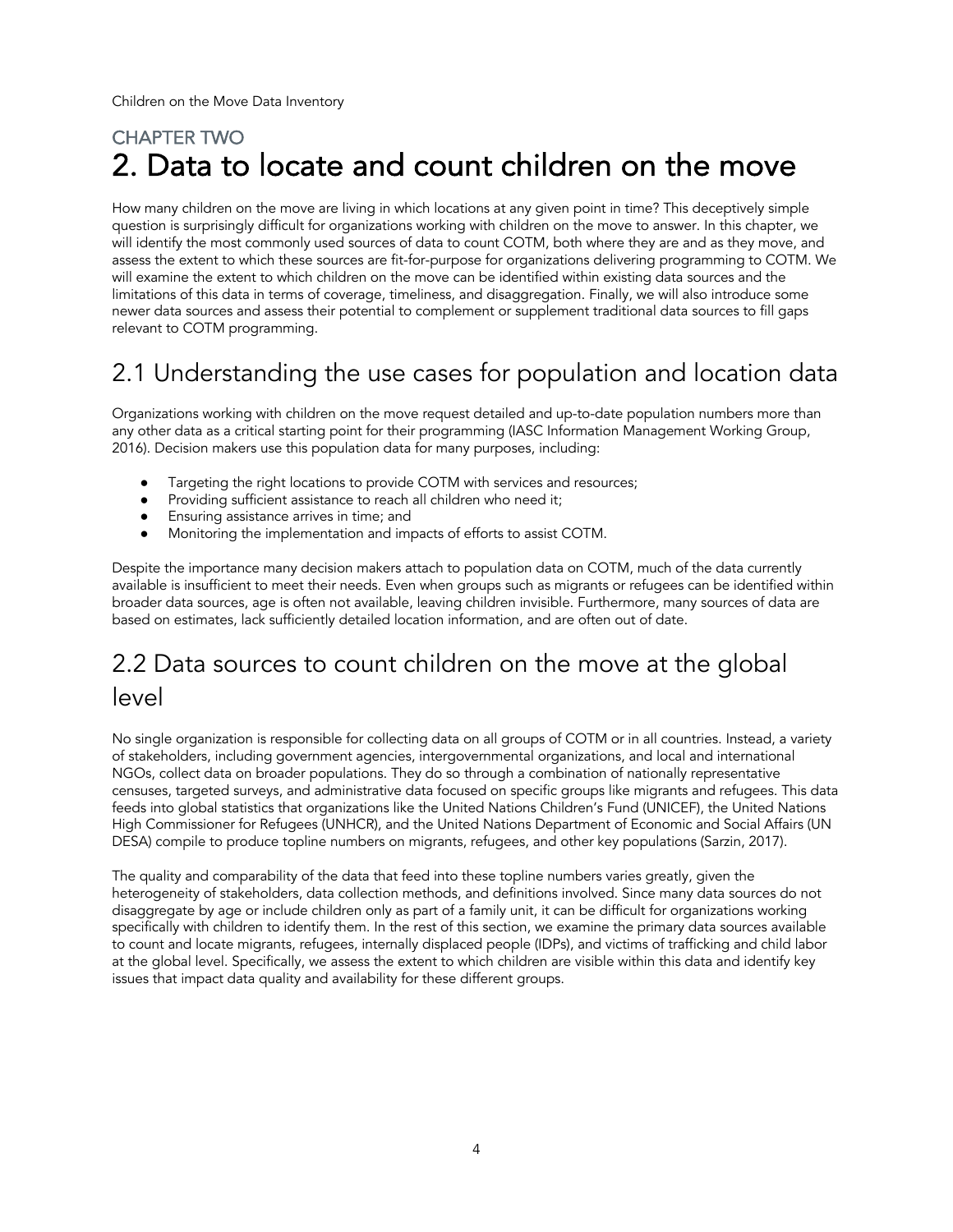CHAPTER TWO

# 2. Data to locate and count children on the move

How many children on the move are living in which locations at any given point in time? This deceptively simple question is surprisingly difficult for organizations working with children on the move to answer. In this chapter, we will identify the most commonly used sources of data to count COTM, both where they are and as they move, and assess the extent to which these sources are fit-for-purpose for organizations delivering programming to COTM. We will examine the extent to which children on the move can be identified within existing data sources and the limitations of this data in terms of coverage, timeliness, and disaggregation. Finally, we will also introduce some newer data sources and assess their potential to complement or supplement traditional data sources to fill gaps relevant to COTM programming.

## 2.1 Understanding the use cases for population and location data

Organizations working with children on the move request detailed and up-to-date population numbers more than any other data as a critical starting point for their programming (IASC Information Management Working Group, 2016). Decision makers use this population data for many purposes, including:

- Targeting the right locations to provide COTM with services and resources;
- Providing sufficient assistance to reach all children who need it;
- Ensuring assistance arrives in time; and
- Monitoring the implementation and impacts of efforts to assist COTM.

Despite the importance many decision makers attach to population data on COTM, much of the data currently available is insufficient to meet their needs. Even when groups such as migrants or refugees can be identified within broader data sources, age is often not available, leaving children invisible. Furthermore, many sources of data are based on estimates, lack sufficiently detailed location information, and are often out of date.

## 2.2 Data sources to count children on the move at the global level

No single organization is responsible for collecting data on all groups of COTM or in all countries. Instead, a variety of stakeholders, including government agencies, intergovernmental organizations, and local and international NGOs, collect data on broader populations. They do so through a combination of nationally representative censuses, targeted surveys, and administrative data focused on specific groups like migrants and refugees. This data feeds into global statistics that organizations like the United Nations Children's Fund (UNICEF), the United Nations High Commissioner for Refugees (UNHCR), and the United Nations Department of Economic and Social Affairs (UN DESA) compile to produce topline numbers on migrants, refugees, and other key populations (Sarzin, 2017).

The quality and comparability of the data that feed into these topline numbers varies greatly, given the heterogeneity of stakeholders, data collection methods, and definitions involved. Since many data sources do not disaggregate by age or include children only as part of a family unit, it can be difficult for organizations working specifically with children to identify them. In the rest of this section, we examine the primary data sources available to count and locate migrants, refugees, internally displaced people (IDPs), and victims of trafficking and child labor at the global level. Specifically, we assess the extent to which children are visible within this data and identify key issues that impact data quality and availability for these different groups.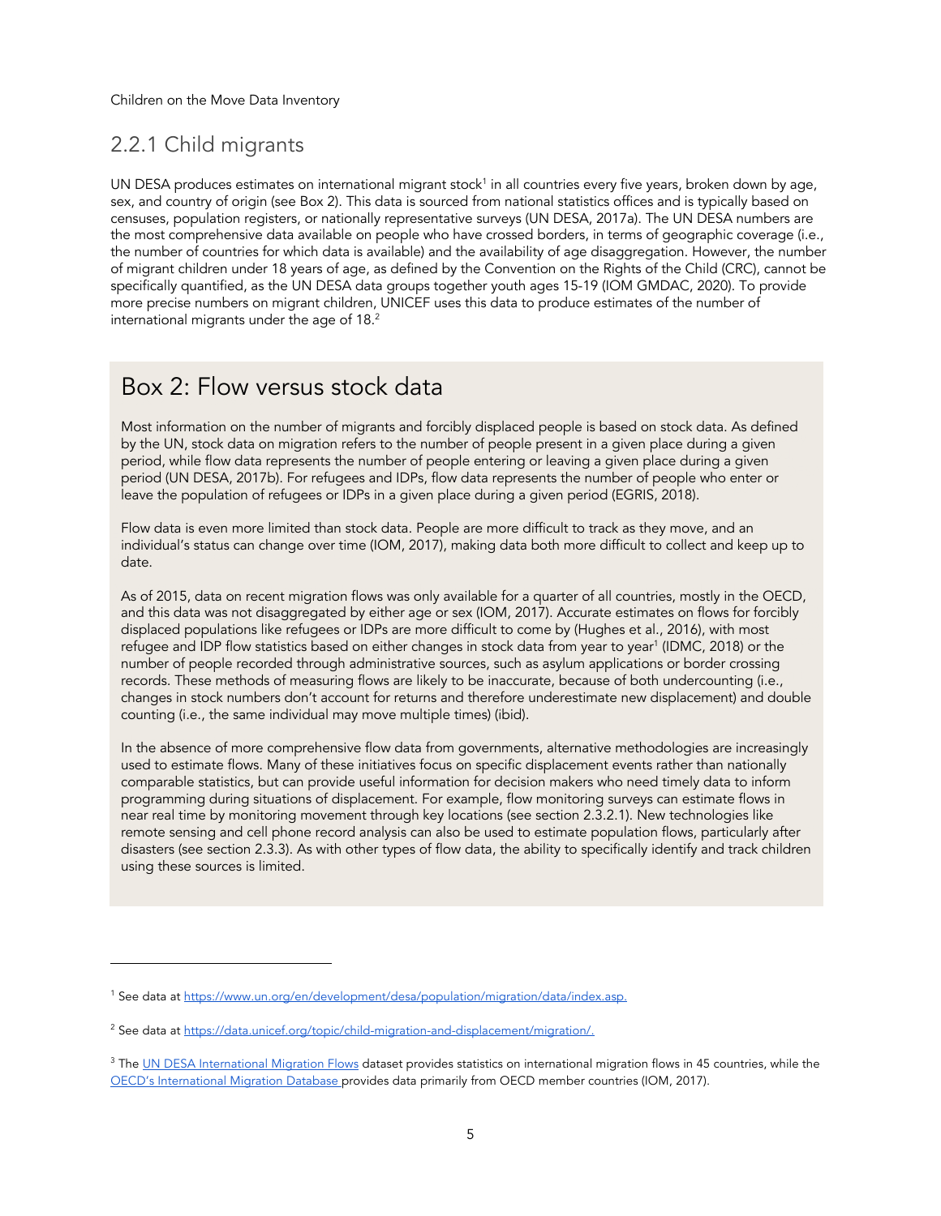## 2.2.1 Child migrants

UN DESA produces estimates on international migrant stock[1] in all countries every five years, broken down by age, sex, and country of origin (see Box 2). This data is sourced from national statistics offices and is typically based on censuses, population registers, or nationally representative surveys (UN DESA, 2017a). The UN DESA numbers are the most comprehensive data available on people who have crossed borders, in terms of geographic coverage (i.e., the number of countries for which data is available) and the availability of age disaggregation. However, the number of migrant children under 18 years of age, as defined by the Convention on the Rights of the Child (CRC), cannot be specifically quantified, as the UN DESA data groups together youth ages 15-19 (IOM GMDAC, 2020). To provide more precise numbers on migrant children, UNICEF uses this data to produce estimates of the number of international migrants under the age of 18.[2]

## Box 2: Flow versus stock data

Most information on the number of migrants and forcibly displaced people is based on stock data. As defined by the UN, stock data on migration refers to the number of people present in a given place during a given period, while flow data represents the number of people entering or leaving a given place during a given period (UN DESA, 2017b). For refugees and IDPs, flow data represents the number of people who enter or leave the population of refugees or IDPs in a given place during a given period (EGRIS, 2018).

Flow data is even more limited than stock data. People are more difficult to track as they move, and an individual's status can change over time (IOM, 2017), making data both more difficult to collect and keep up to date.

As of 2015, data on recent migration flows was only available for a quarter of all countries, mostly in the OECD, and this data was not disaggregated by either age or sex (IOM, 2017). Accurate estimates on flows for forcibly displaced populations like refugees or IDPs are more difficult to come by (Hughes et al., 2016), with most refugee and IDP flow statistics based on either changes in stock data from year to year[1] (IDMC, 2018) or the number of people recorded through administrative sources, such as asylum applications or border crossing records. These methods of measuring flows are likely to be inaccurate, because of both undercounting (i.e., changes in stock numbers don't account for returns and therefore underestimate new displacement) and double counting (i.e., the same individual may move multiple times) (ibid).

In the absence of more comprehensive flow data from governments, alternative methodologies are increasingly used to estimate flows. Many of these initiatives focus on specific displacement events rather than nationally comparable statistics, but can provide useful information for decision makers who need timely data to inform programming during situations of displacement. For example, flow monitoring surveys can estimate flows in near real time by monitoring movement through key locations (see section 2.3.2.1). New technologies like remote sensing and cell phone record analysis can also be used to estimate population flows, particularly after disasters (see section 2.3.3). As with other types of flow data, the ability to specifically identify and track children using these sources is limited.

---

[1] See data at https://www.un.org/en/development/desa/population/migration/data/index.asp.

[2] See data at https://data.unicef.org/topic/child-migration-and-displacement/migration/.

[3] The UN DESA International Migration Flows dataset provides statistics on international migration flows in 45 countries, while the OECD's International Migration Database provides data primarily from OECD member countries (IOM, 2017).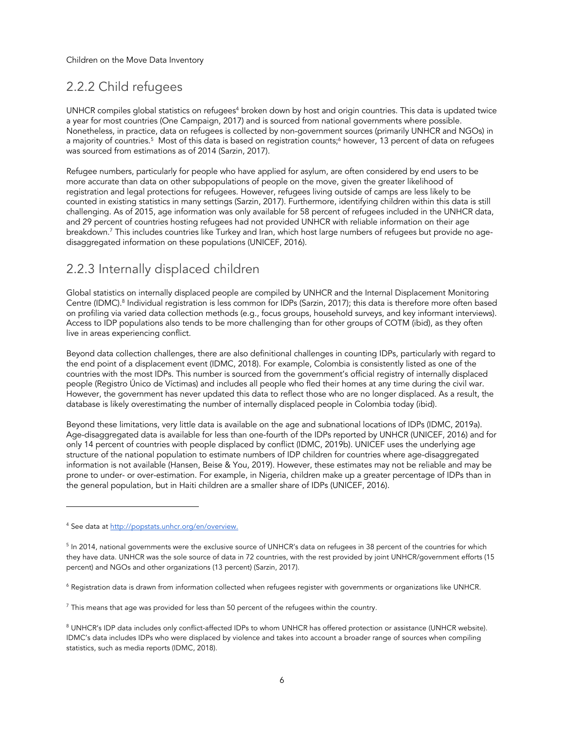## 2.2.2 Child refugees

UNHCR compiles global statistics on refugees[4] broken down by host and origin countries. This data is updated twice a year for most countries (One Campaign, 2017) and is sourced from national governments where possible. Nonetheless, in practice, data on refugees is collected by non-government sources (primarily UNHCR and NGOs) in a majority of countries.[5] Most of this data is based on registration counts;[6] however, 13 percent of data on refugees was sourced from estimations as of 2014 (Sarzin, 2017).

Refugee numbers, particularly for people who have applied for asylum, are often considered by end users to be more accurate than data on other subpopulations of people on the move, given the greater likelihood of registration and legal protections for refugees. However, refugees living outside of camps are less likely to be counted in existing statistics in many settings (Sarzin, 2017). Furthermore, identifying children within this data is still challenging. As of 2015, age information was only available for 58 percent of refugees included in the UNHCR data, and 29 percent of countries hosting refugees had not provided UNHCR with reliable information on their age breakdown.[7] This includes countries like Turkey and Iran, which host large numbers of refugees but provide no age-disaggregated information on these populations (UNICEF, 2016).

## 2.2.3 Internally displaced children

Global statistics on internally displaced people are compiled by UNHCR and the Internal Displacement Monitoring Centre (IDMC).[8] Individual registration is less common for IDPs (Sarzin, 2017); this data is therefore more often based on profiling via varied data collection methods (e.g., focus groups, household surveys, and key informant interviews). Access to IDP populations also tends to be more challenging than for other groups of COTM (ibid), as they often live in areas experiencing conflict.

Beyond data collection challenges, there are also definitional challenges in counting IDPs, particularly with regard to the end point of a displacement event (IDMC, 2018). For example, Colombia is consistently listed as one of the countries with the most IDPs. This number is sourced from the government's official registry of internally displaced people (Registro Único de Víctimas) and includes all people who fled their homes at any time during the civil war. However, the government has never updated this data to reflect those who are no longer displaced. As a result, the database is likely overestimating the number of internally displaced people in Colombia today (ibid).

Beyond these limitations, very little data is available on the age and subnational locations of IDPs (IDMC, 2019a). Age-disaggregated data is available for less than one-fourth of the IDPs reported by UNHCR (UNICEF, 2016) and for only 14 percent of countries with people displaced by conflict (IDMC, 2019b). UNICEF uses the underlying age structure of the national population to estimate numbers of IDP children for countries where age-disaggregated information is not available (Hansen, Beise & You, 2019). However, these estimates may not be reliable and may be prone to under- or over-estimation. For example, in Nigeria, children make up a greater percentage of IDPs than in the general population, but in Haiti children are a smaller share of IDPs (UNICEF, 2016).

---

[4] See data at http://popstats.unhcr.org/en/overview.

[5] In 2014, national governments were the exclusive source of UNHCR's data on refugees in 38 percent of the countries for which they have data. UNHCR was the sole source of data in 72 countries, with the rest provided by joint UNHCR/government efforts (15 percent) and NGOs and other organizations (13 percent) (Sarzin, 2017).

[6] Registration data is drawn from information collected when refugees register with governments or organizations like UNHCR.

[7] This means that age was provided for less than 50 percent of the refugees within the country.

[8] UNHCR's IDP data includes only conflict-affected IDPs to whom UNHCR has offered protection or assistance (UNHCR website). IDMC's data includes IDPs who were displaced by violence and takes into account a broader range of sources when compiling statistics, such as media reports (IDMC, 2018).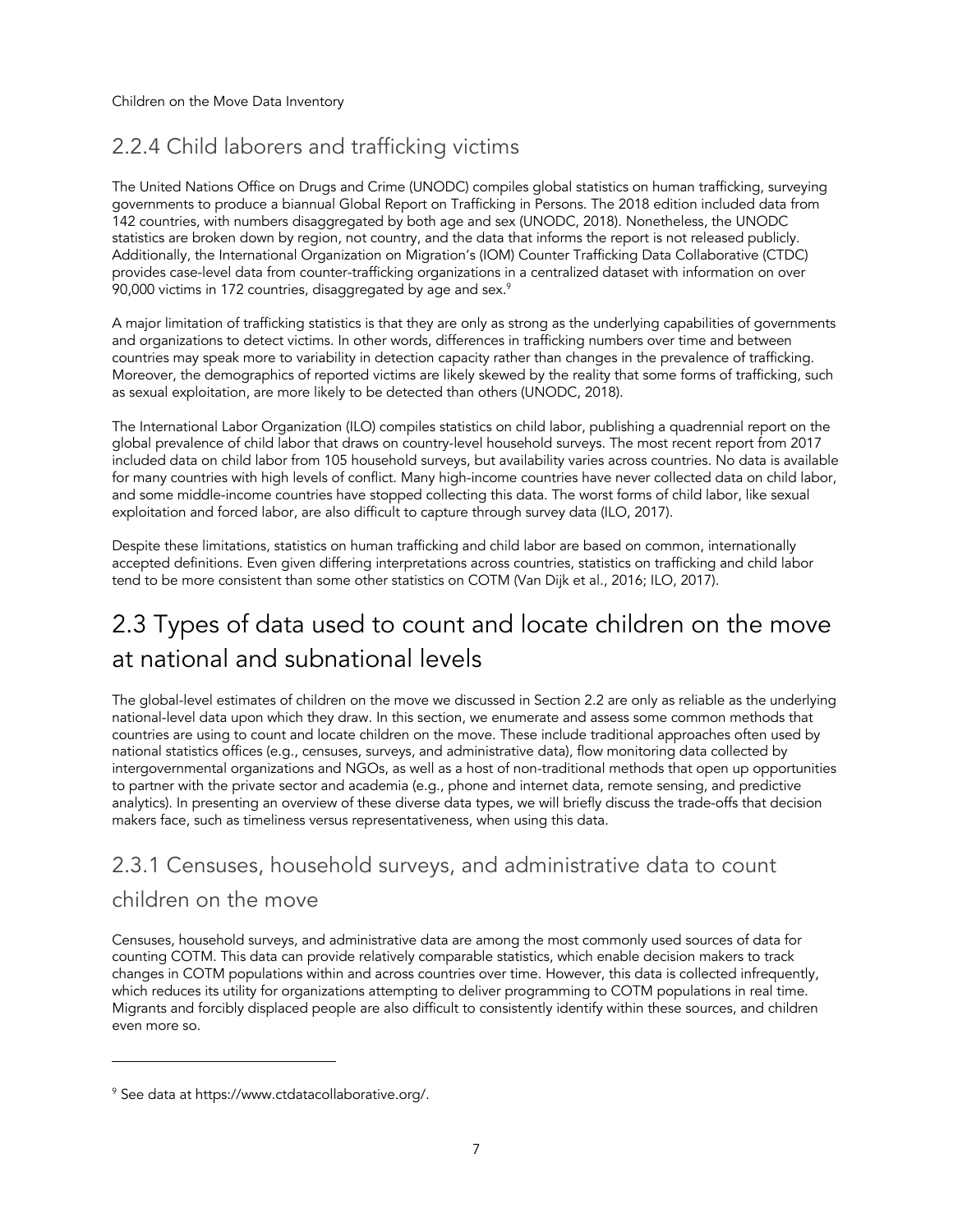### 2.2.4 Child laborers and trafficking victims

The United Nations Office on Drugs and Crime (UNODC) compiles global statistics on human trafficking, surveying governments to produce a biannual Global Report on Trafficking in Persons. The 2018 edition included data from 142 countries, with numbers disaggregated by both age and sex (UNODC, 2018). Nonetheless, the UNODC statistics are broken down by region, not country, and the data that informs the report is not released publicly. Additionally, the International Organization on Migration's (IOM) Counter Trafficking Data Collaborative (CTDC) provides case-level data from counter-trafficking organizations in a centralized dataset with information on over 90,000 victims in 172 countries, disaggregated by age and sex.[9]

A major limitation of trafficking statistics is that they are only as strong as the underlying capabilities of governments and organizations to detect victims. In other words, differences in trafficking numbers over time and between countries may speak more to variability in detection capacity rather than changes in the prevalence of trafficking. Moreover, the demographics of reported victims are likely skewed by the reality that some forms of trafficking, such as sexual exploitation, are more likely to be detected than others (UNODC, 2018).

The International Labor Organization (ILO) compiles statistics on child labor, publishing a quadrennial report on the global prevalence of child labor that draws on country-level household surveys. The most recent report from 2017 included data on child labor from 105 household surveys, but availability varies across countries. No data is available for many countries with high levels of conflict. Many high-income countries have never collected data on child labor, and some middle-income countries have stopped collecting this data. The worst forms of child labor, like sexual exploitation and forced labor, are also difficult to capture through survey data (ILO, 2017).

Despite these limitations, statistics on human trafficking and child labor are based on common, internationally accepted definitions. Even given differing interpretations across countries, statistics on trafficking and child labor tend to be more consistent than some other statistics on COTM (Van Dijk et al., 2016; ILO, 2017).

## 2.3 Types of data used to count and locate children on the move at national and subnational levels

The global-level estimates of children on the move we discussed in Section 2.2 are only as reliable as the underlying national-level data upon which they draw. In this section, we enumerate and assess some common methods that countries are using to count and locate children on the move. These include traditional approaches often used by national statistics offices (e.g., censuses, surveys, and administrative data), flow monitoring data collected by intergovernmental organizations and NGOs, as well as a host of non-traditional methods that open up opportunities to partner with the private sector and academia (e.g., phone and internet data, remote sensing, and predictive analytics). In presenting an overview of these diverse data types, we will briefly discuss the trade-offs that decision makers face, such as timeliness versus representativeness, when using this data.

### 2.3.1 Censuses, household surveys, and administrative data to count children on the move

Censuses, household surveys, and administrative data are among the most commonly used sources of data for counting COTM. This data can provide relatively comparable statistics, which enable decision makers to track changes in COTM populations within and across countries over time. However, this data is collected infrequently, which reduces its utility for organizations attempting to deliver programming to COTM populations in real time. Migrants and forcibly displaced people are also difficult to consistently identify within these sources, and children even more so.

---

[9] See data at https://www.ctdatacollaborative.org/.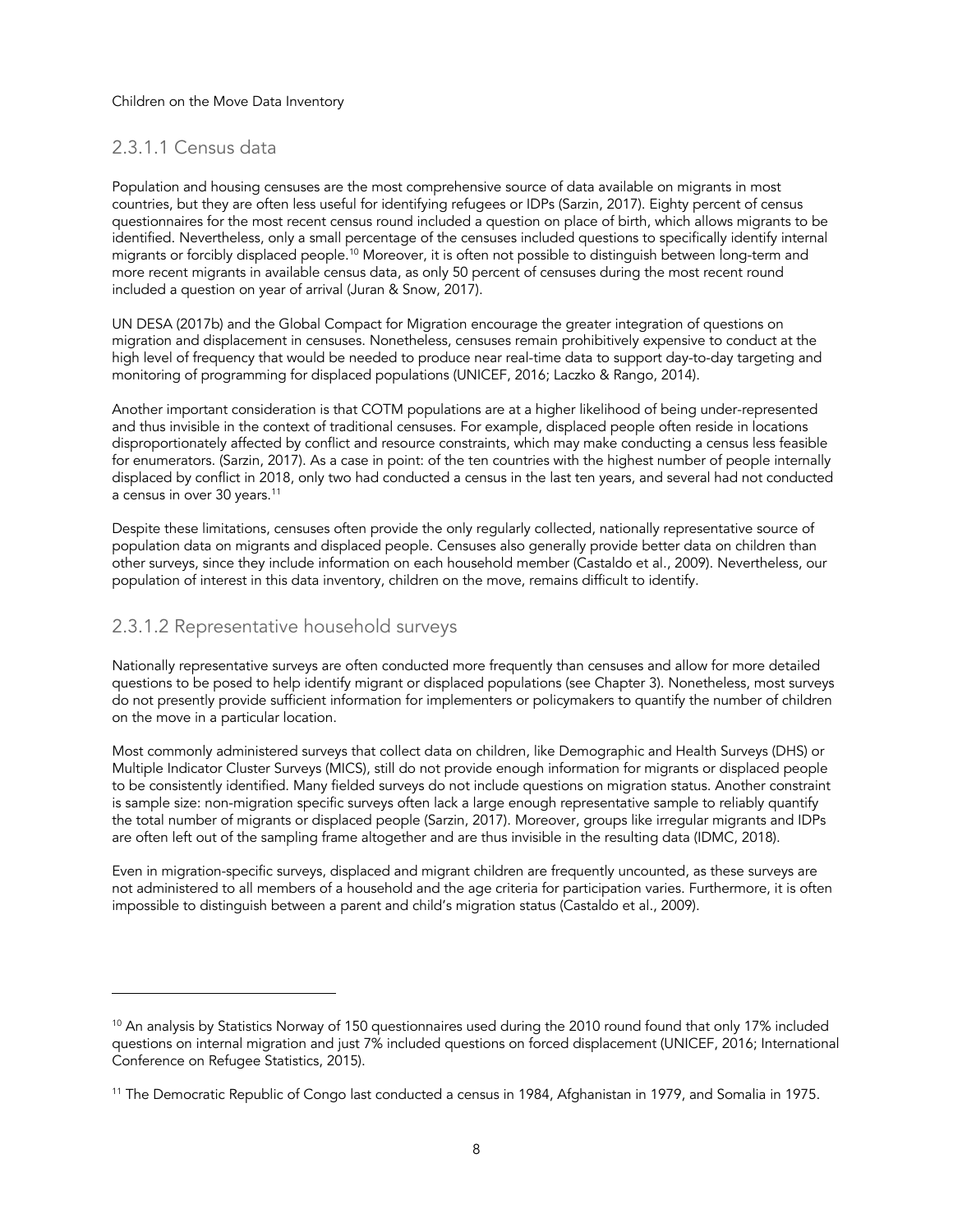### 2.3.1.1 Census data

Population and housing censuses are the most comprehensive source of data available on migrants in most countries, but they are often less useful for identifying refugees or IDPs (Sarzin, 2017). Eighty percent of census questionnaires for the most recent census round included a question on place of birth, which allows migrants to be identified. Nevertheless, only a small percentage of the censuses included questions to specifically identify internal migrants or forcibly displaced people.[10] Moreover, it is often not possible to distinguish between long-term and more recent migrants in available census data, as only 50 percent of censuses during the most recent round included a question on year of arrival (Juran & Snow, 2017).

UN DESA (2017b) and the Global Compact for Migration encourage the greater integration of questions on migration and displacement in censuses. Nonetheless, censuses remain prohibitively expensive to conduct at the high level of frequency that would be needed to produce near real-time data to support day-to-day targeting and monitoring of programming for displaced populations (UNICEF, 2016; Laczko & Rango, 2014).

Another important consideration is that COTM populations are at a higher likelihood of being under-represented and thus invisible in the context of traditional censuses. For example, displaced people often reside in locations disproportionately affected by conflict and resource constraints, which may make conducting a census less feasible for enumerators. (Sarzin, 2017). As a case in point: of the ten countries with the highest number of people internally displaced by conflict in 2018, only two had conducted a census in the last ten years, and several had not conducted a census in over 30 years.[11]

Despite these limitations, censuses often provide the only regularly collected, nationally representative source of population data on migrants and displaced people. Censuses also generally provide better data on children than other surveys, since they include information on each household member (Castaldo et al., 2009). Nevertheless, our population of interest in this data inventory, children on the move, remains difficult to identify.

### 2.3.1.2 Representative household surveys

Nationally representative surveys are often conducted more frequently than censuses and allow for more detailed questions to be posed to help identify migrant or displaced populations (see Chapter 3). Nonetheless, most surveys do not presently provide sufficient information for implementers or policymakers to quantify the number of children on the move in a particular location.

Most commonly administered surveys that collect data on children, like Demographic and Health Surveys (DHS) or Multiple Indicator Cluster Surveys (MICS), still do not provide enough information for migrants or displaced people to be consistently identified. Many fielded surveys do not include questions on migration status. Another constraint is sample size: non-migration specific surveys often lack a large enough representative sample to reliably quantify the total number of migrants or displaced people (Sarzin, 2017). Moreover, groups like irregular migrants and IDPs are often left out of the sampling frame altogether and are thus invisible in the resulting data (IDMC, 2018).

Even in migration-specific surveys, displaced and migrant children are frequently uncounted, as these surveys are not administered to all members of a household and the age criteria for participation varies. Furthermore, it is often impossible to distinguish between a parent and child's migration status (Castaldo et al., 2009).

---

[10] An analysis by Statistics Norway of 150 questionnaires used during the 2010 round found that only 17% included questions on internal migration and just 7% included questions on forced displacement (UNICEF, 2016; International Conference on Refugee Statistics, 2015).

[11] The Democratic Republic of Congo last conducted a census in 1984, Afghanistan in 1979, and Somalia in 1975.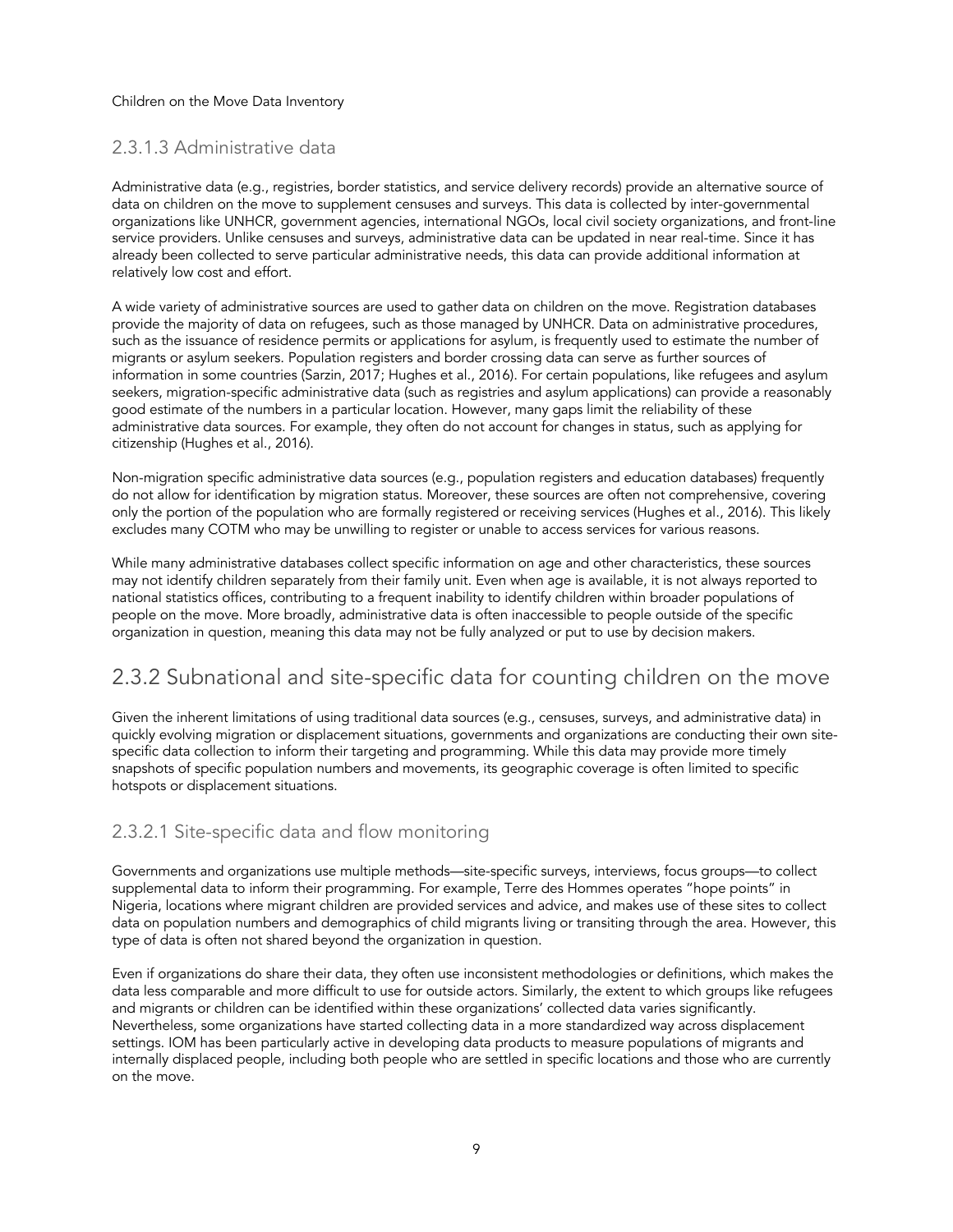### 2.3.1.3 Administrative data

Administrative data (e.g., registries, border statistics, and service delivery records) provide an alternative source of data on children on the move to supplement censuses and surveys. This data is collected by inter-governmental organizations like UNHCR, government agencies, international NGOs, local civil society organizations, and front-line service providers. Unlike censuses and surveys, administrative data can be updated in near real-time. Since it has already been collected to serve particular administrative needs, this data can provide additional information at relatively low cost and effort.

A wide variety of administrative sources are used to gather data on children on the move. Registration databases provide the majority of data on refugees, such as those managed by UNHCR. Data on administrative procedures, such as the issuance of residence permits or applications for asylum, is frequently used to estimate the number of migrants or asylum seekers. Population registers and border crossing data can serve as further sources of information in some countries (Sarzin, 2017; Hughes et al., 2016). For certain populations, like refugees and asylum seekers, migration-specific administrative data (such as registries and asylum applications) can provide a reasonably good estimate of the numbers in a particular location. However, many gaps limit the reliability of these administrative data sources. For example, they often do not account for changes in status, such as applying for citizenship (Hughes et al., 2016).

Non-migration specific administrative data sources (e.g., population registers and education databases) frequently do not allow for identification by migration status. Moreover, these sources are often not comprehensive, covering only the portion of the population who are formally registered or receiving services (Hughes et al., 2016). This likely excludes many COTM who may be unwilling to register or unable to access services for various reasons.

While many administrative databases collect specific information on age and other characteristics, these sources may not identify children separately from their family unit. Even when age is available, it is not always reported to national statistics offices, contributing to a frequent inability to identify children within broader populations of people on the move. More broadly, administrative data is often inaccessible to people outside of the specific organization in question, meaning this data may not be fully analyzed or put to use by decision makers.

## 2.3.2 Subnational and site-specific data for counting children on the move

Given the inherent limitations of using traditional data sources (e.g., censuses, surveys, and administrative data) in quickly evolving migration or displacement situations, governments and organizations are conducting their own site-specific data collection to inform their targeting and programming. While this data may provide more timely snapshots of specific population numbers and movements, its geographic coverage is often limited to specific hotspots or displacement situations.

### 2.3.2.1 Site-specific data and flow monitoring

Governments and organizations use multiple methods—site-specific surveys, interviews, focus groups—to collect supplemental data to inform their programming. For example, Terre des Hommes operates "hope points" in Nigeria, locations where migrant children are provided services and advice, and makes use of these sites to collect data on population numbers and demographics of child migrants living or transiting through the area. However, this type of data is often not shared beyond the organization in question.

Even if organizations do share their data, they often use inconsistent methodologies or definitions, which makes the data less comparable and more difficult to use for outside actors. Similarly, the extent to which groups like refugees and migrants or children can be identified within these organizations' collected data varies significantly. Nevertheless, some organizations have started collecting data in a more standardized way across displacement settings. IOM has been particularly active in developing data products to measure populations of migrants and internally displaced people, including both people who are settled in specific locations and those who are currently on the move.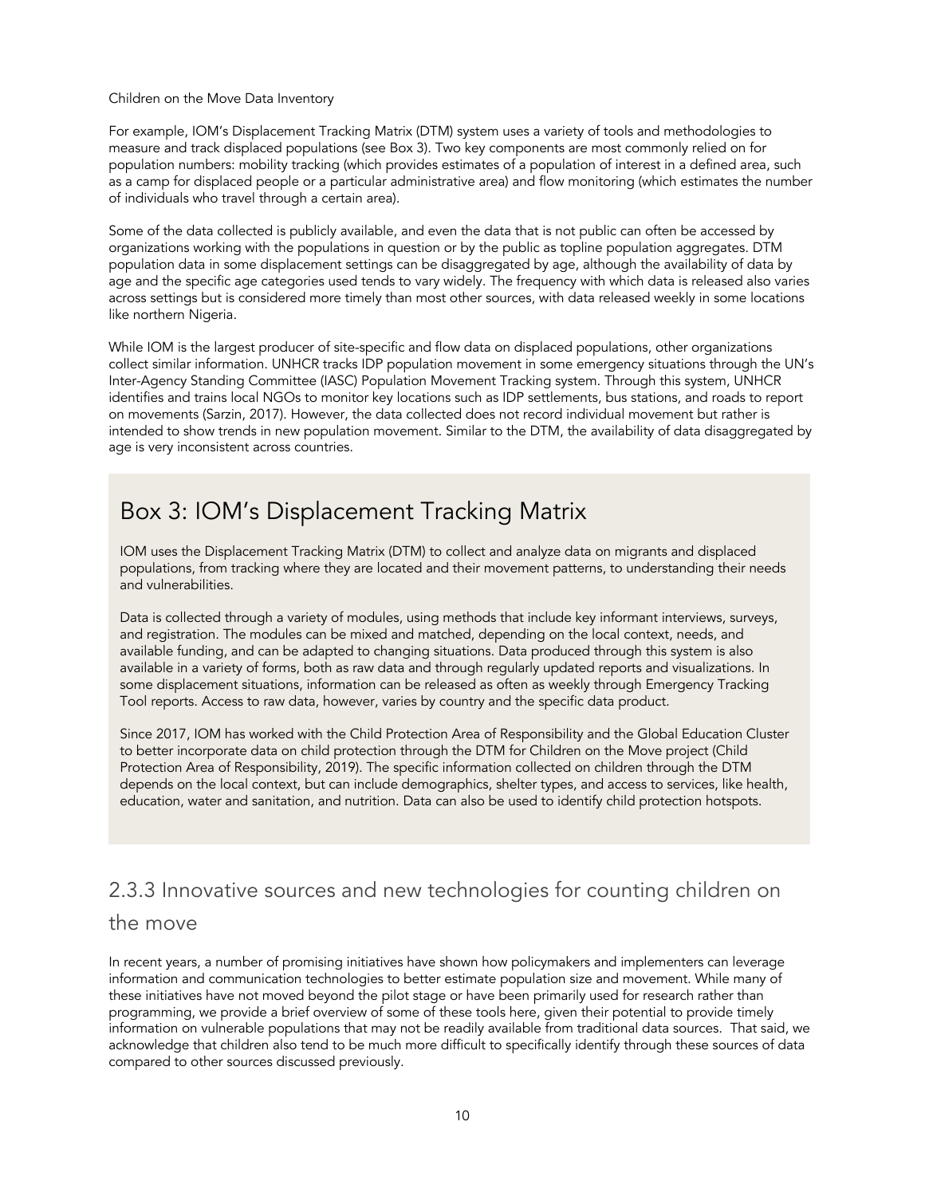For example, IOM's Displacement Tracking Matrix (DTM) system uses a variety of tools and methodologies to measure and track displaced populations (see Box 3). Two key components are most commonly relied on for population numbers: mobility tracking (which provides estimates of a population of interest in a defined area, such as a camp for displaced people or a particular administrative area) and flow monitoring (which estimates the number of individuals who travel through a certain area).

Some of the data collected is publicly available, and even the data that is not public can often be accessed by organizations working with the populations in question or by the public as topline population aggregates. DTM population data in some displacement settings can be disaggregated by age, although the availability of data by age and the specific age categories used tends to vary widely. The frequency with which data is released also varies across settings but is considered more timely than most other sources, with data released weekly in some locations like northern Nigeria.

While IOM is the largest producer of site-specific and flow data on displaced populations, other organizations collect similar information. UNHCR tracks IDP population movement in some emergency situations through the UN's Inter-Agency Standing Committee (IASC) Population Movement Tracking system. Through this system, UNHCR identifies and trains local NGOs to monitor key locations such as IDP settlements, bus stations, and roads to report on movements (Sarzin, 2017). However, the data collected does not record individual movement but rather is intended to show trends in new population movement. Similar to the DTM, the availability of data disaggregated by age is very inconsistent across countries.

## Box 3: IOM's Displacement Tracking Matrix

IOM uses the Displacement Tracking Matrix (DTM) to collect and analyze data on migrants and displaced populations, from tracking where they are located and their movement patterns, to understanding their needs and vulnerabilities.

Data is collected through a variety of modules, using methods that include key informant interviews, surveys, and registration. The modules can be mixed and matched, depending on the local context, needs, and available funding, and can be adapted to changing situations. Data produced through this system is also available in a variety of forms, both as raw data and through regularly updated reports and visualizations. In some displacement situations, information can be released as often as weekly through Emergency Tracking Tool reports. Access to raw data, however, varies by country and the specific data product.

Since 2017, IOM has worked with the Child Protection Area of Responsibility and the Global Education Cluster to better incorporate data on child protection through the DTM for Children on the Move project (Child Protection Area of Responsibility, 2019). The specific information collected on children through the DTM depends on the local context, but can include demographics, shelter types, and access to services, like health, education, water and sanitation, and nutrition. Data can also be used to identify child protection hotspots.

### 2.3.3 Innovative sources and new technologies for counting children on the move

In recent years, a number of promising initiatives have shown how policymakers and implementers can leverage information and communication technologies to better estimate population size and movement. While many of these initiatives have not moved beyond the pilot stage or have been primarily used for research rather than programming, we provide a brief overview of some of these tools here, given their potential to provide timely information on vulnerable populations that may not be readily available from traditional data sources. That said, we acknowledge that children also tend to be much more difficult to specifically identify through these sources of data compared to other sources discussed previously.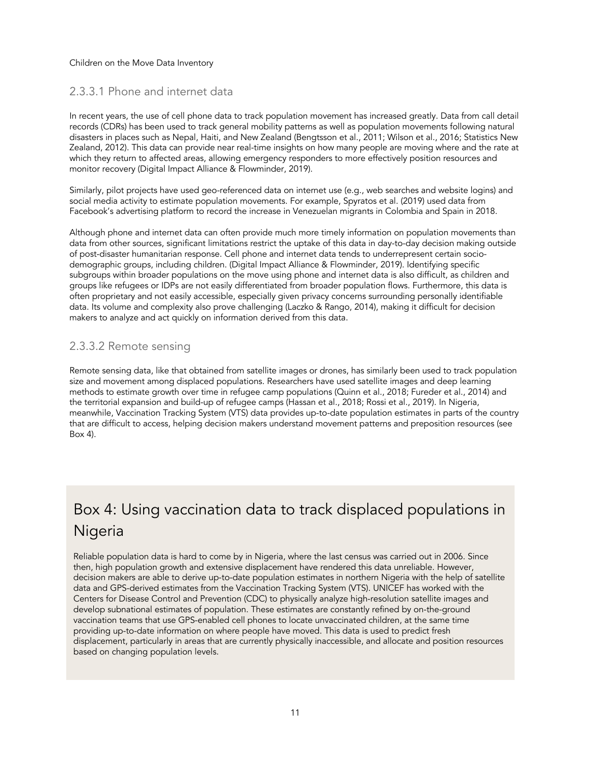#### 2.3.3.1 Phone and internet data

In recent years, the use of cell phone data to track population movement has increased greatly. Data from call detail records (CDRs) has been used to track general mobility patterns as well as population movements following natural disasters in places such as Nepal, Haiti, and New Zealand (Bengtsson et al., 2011; Wilson et al., 2016; Statistics New Zealand, 2012). This data can provide near real-time insights on how many people are moving where and the rate at which they return to affected areas, allowing emergency responders to more effectively position resources and monitor recovery (Digital Impact Alliance & Flowminder, 2019).

Similarly, pilot projects have used geo-referenced data on internet use (e.g., web searches and website logins) and social media activity to estimate population movements. For example, Spyratos et al. (2019) used data from Facebook's advertising platform to record the increase in Venezuelan migrants in Colombia and Spain in 2018.

Although phone and internet data can often provide much more timely information on population movements than data from other sources, significant limitations restrict the uptake of this data in day-to-day decision making outside of post-disaster humanitarian response. Cell phone and internet data tends to underrepresent certain socio-demographic groups, including children. (Digital Impact Alliance & Flowminder, 2019). Identifying specific subgroups within broader populations on the move using phone and internet data is also difficult, as children and groups like refugees or IDPs are not easily differentiated from broader population flows. Furthermore, this data is often proprietary and not easily accessible, especially given privacy concerns surrounding personally identifiable data. Its volume and complexity also prove challenging (Laczko & Rango, 2014), making it difficult for decision makers to analyze and act quickly on information derived from this data.

#### 2.3.3.2 Remote sensing

Remote sensing data, like that obtained from satellite images or drones, has similarly been used to track population size and movement among displaced populations. Researchers have used satellite images and deep learning methods to estimate growth over time in refugee camp populations (Quinn et al., 2018; Fureder et al., 2014) and the territorial expansion and build-up of refugee camps (Hassan et al., 2018; Rossi et al., 2019). In Nigeria, meanwhile, Vaccination Tracking System (VTS) data provides up-to-date population estimates in parts of the country that are difficult to access, helping decision makers understand movement patterns and preposition resources (see Box 4).

## Box 4: Using vaccination data to track displaced populations in Nigeria

Reliable population data is hard to come by in Nigeria, where the last census was carried out in 2006. Since then, high population growth and extensive displacement have rendered this data unreliable. However, decision makers are able to derive up-to-date population estimates in northern Nigeria with the help of satellite data and GPS-derived estimates from the Vaccination Tracking System (VTS). UNICEF has worked with the Centers for Disease Control and Prevention (CDC) to physically analyze high-resolution satellite images and develop subnational estimates of population. These estimates are constantly refined by on-the-ground vaccination teams that use GPS-enabled cell phones to locate unvaccinated children, at the same time providing up-to-date information on where people have moved. This data is used to predict fresh displacement, particularly in areas that are currently physically inaccessible, and allocate and position resources based on changing population levels.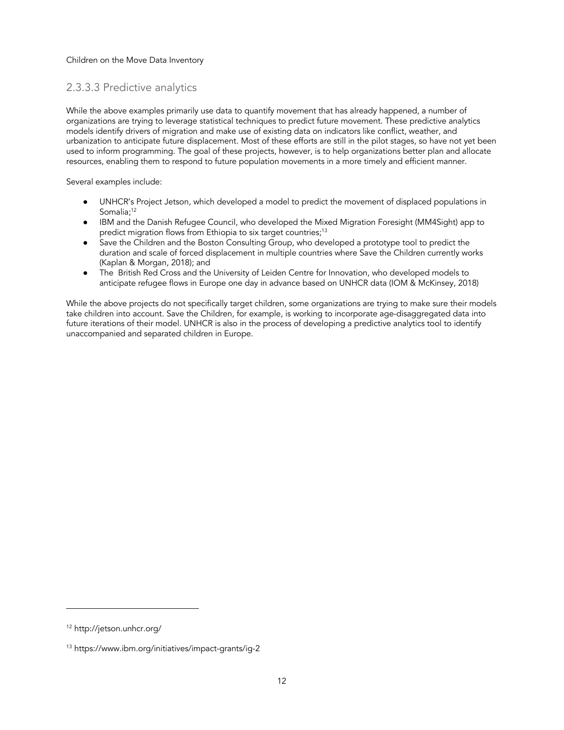### 2.3.3.3 Predictive analytics

While the above examples primarily use data to quantify movement that has already happened, a number of organizations are trying to leverage statistical techniques to predict future movement. These predictive analytics models identify drivers of migration and make use of existing data on indicators like conflict, weather, and urbanization to anticipate future displacement. Most of these efforts are still in the pilot stages, so have not yet been used to inform programming. The goal of these projects, however, is to help organizations better plan and allocate resources, enabling them to respond to future population movements in a more timely and efficient manner.

Several examples include:

- UNHCR's Project Jetson, which developed a model to predict the movement of displaced populations in Somalia;[12]
- IBM and the Danish Refugee Council, who developed the Mixed Migration Foresight (MM4Sight) app to predict migration flows from Ethiopia to six target countries;[13]
- Save the Children and the Boston Consulting Group, who developed a prototype tool to predict the duration and scale of forced displacement in multiple countries where Save the Children currently works (Kaplan & Morgan, 2018); and
- The British Red Cross and the University of Leiden Centre for Innovation, who developed models to anticipate refugee flows in Europe one day in advance based on UNHCR data (IOM & McKinsey, 2018)

While the above projects do not specifically target children, some organizations are trying to make sure their models take children into account. Save the Children, for example, is working to incorporate age-disaggregated data into future iterations of their model. UNHCR is also in the process of developing a predictive analytics tool to identify unaccompanied and separated children in Europe.

---

[12] http://jetson.unhcr.org/

[13] https://www.ibm.org/initiatives/impact-grants/ig-2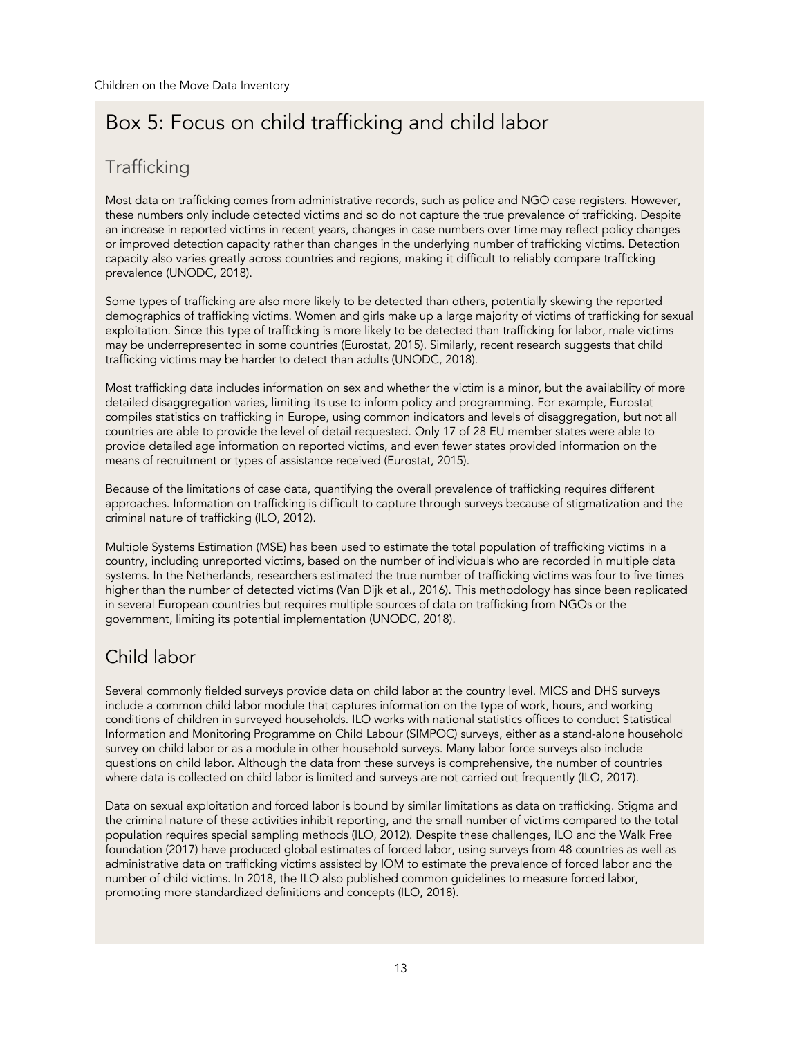# Box 5: Focus on child trafficking and child labor

## Trafficking

Most data on trafficking comes from administrative records, such as police and NGO case registers. However, these numbers only include detected victims and so do not capture the true prevalence of trafficking. Despite an increase in reported victims in recent years, changes in case numbers over time may reflect policy changes or improved detection capacity rather than changes in the underlying number of trafficking victims. Detection capacity also varies greatly across countries and regions, making it difficult to reliably compare trafficking prevalence (UNODC, 2018).

Some types of trafficking are also more likely to be detected than others, potentially skewing the reported demographics of trafficking victims. Women and girls make up a large majority of victims of trafficking for sexual exploitation. Since this type of trafficking is more likely to be detected than trafficking for labor, male victims may be underrepresented in some countries (Eurostat, 2015). Similarly, recent research suggests that child trafficking victims may be harder to detect than adults (UNODC, 2018).

Most trafficking data includes information on sex and whether the victim is a minor, but the availability of more detailed disaggregation varies, limiting its use to inform policy and programming. For example, Eurostat compiles statistics on trafficking in Europe, using common indicators and levels of disaggregation, but not all countries are able to provide the level of detail requested. Only 17 of 28 EU member states were able to provide detailed age information on reported victims, and even fewer states provided information on the means of recruitment or types of assistance received (Eurostat, 2015).

Because of the limitations of case data, quantifying the overall prevalence of trafficking requires different approaches. Information on trafficking is difficult to capture through surveys because of stigmatization and the criminal nature of trafficking (ILO, 2012).

Multiple Systems Estimation (MSE) has been used to estimate the total population of trafficking victims in a country, including unreported victims, based on the number of individuals who are recorded in multiple data systems. In the Netherlands, researchers estimated the true number of trafficking victims was four to five times higher than the number of detected victims (Van Dijk et al., 2016). This methodology has since been replicated in several European countries but requires multiple sources of data on trafficking from NGOs or the government, limiting its potential implementation (UNODC, 2018).

## Child labor

Several commonly fielded surveys provide data on child labor at the country level. MICS and DHS surveys include a common child labor module that captures information on the type of work, hours, and working conditions of children in surveyed households. ILO works with national statistics offices to conduct Statistical Information and Monitoring Programme on Child Labour (SIMPOC) surveys, either as a stand-alone household survey on child labor or as a module in other household surveys. Many labor force surveys also include questions on child labor. Although the data from these surveys is comprehensive, the number of countries where data is collected on child labor is limited and surveys are not carried out frequently (ILO, 2017).

Data on sexual exploitation and forced labor is bound by similar limitations as data on trafficking. Stigma and the criminal nature of these activities inhibit reporting, and the small number of victims compared to the total population requires special sampling methods (ILO, 2012). Despite these challenges, ILO and the Walk Free foundation (2017) have produced global estimates of forced labor, using surveys from 48 countries as well as administrative data on trafficking victims assisted by IOM to estimate the prevalence of forced labor and the number of child victims. In 2018, the ILO also published common guidelines to measure forced labor, promoting more standardized definitions and concepts (ILO, 2018).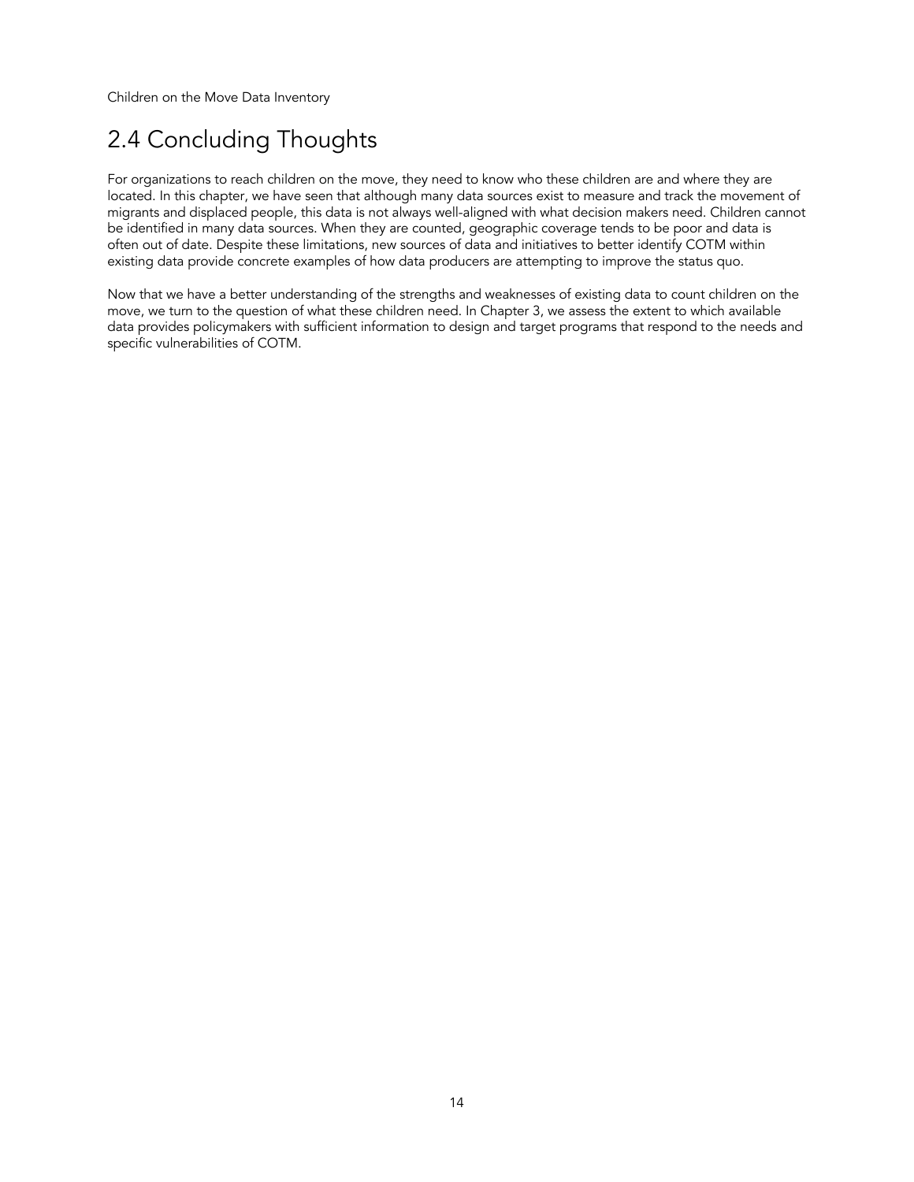## 2.4 Concluding Thoughts

For organizations to reach children on the move, they need to know who these children are and where they are located. In this chapter, we have seen that although many data sources exist to measure and track the movement of migrants and displaced people, this data is not always well-aligned with what decision makers need. Children cannot be identified in many data sources. When they are counted, geographic coverage tends to be poor and data is often out of date. Despite these limitations, new sources of data and initiatives to better identify COTM within existing data provide concrete examples of how data producers are attempting to improve the status quo.

Now that we have a better understanding of the strengths and weaknesses of existing data to count children on the move, we turn to the question of what these children need. In Chapter 3, we assess the extent to which available data provides policymakers with sufficient information to design and target programs that respond to the needs and specific vulnerabilities of COTM.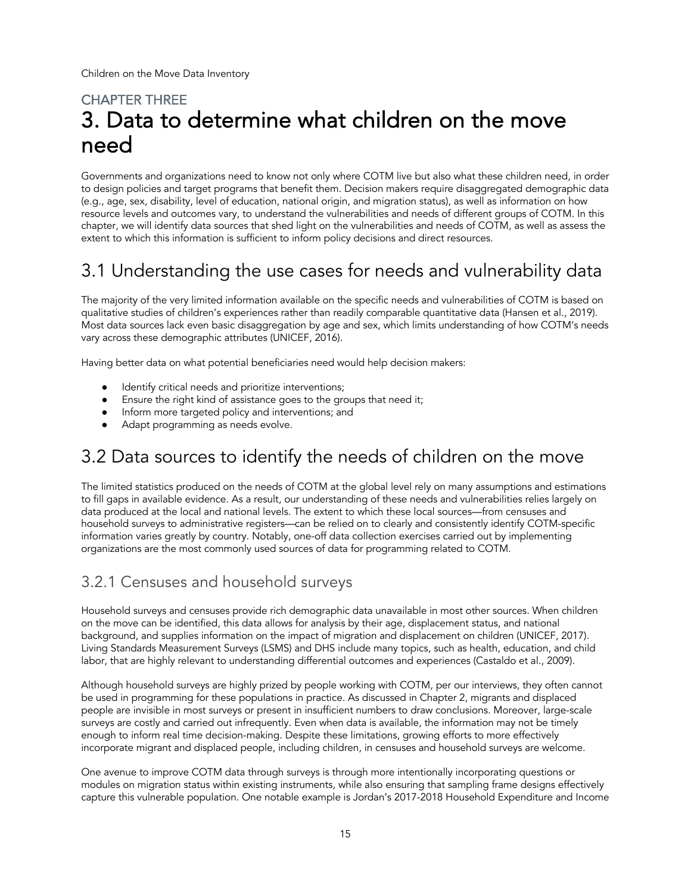CHAPTER THREE

# 3. Data to determine what children on the move need

Governments and organizations need to know not only where COTM live but also what these children need, in order to design policies and target programs that benefit them. Decision makers require disaggregated demographic data (e.g., age, sex, disability, level of education, national origin, and migration status), as well as information on how resource levels and outcomes vary, to understand the vulnerabilities and needs of different groups of COTM. In this chapter, we will identify data sources that shed light on the vulnerabilities and needs of COTM, as well as assess the extent to which this information is sufficient to inform policy decisions and direct resources.

## 3.1 Understanding the use cases for needs and vulnerability data

The majority of the very limited information available on the specific needs and vulnerabilities of COTM is based on qualitative studies of children's experiences rather than readily comparable quantitative data (Hansen et al., 2019). Most data sources lack even basic disaggregation by age and sex, which limits understanding of how COTM's needs vary across these demographic attributes (UNICEF, 2016).

Having better data on what potential beneficiaries need would help decision makers:

- Identify critical needs and prioritize interventions;
- Ensure the right kind of assistance goes to the groups that need it;
- Inform more targeted policy and interventions; and
- Adapt programming as needs evolve.

## 3.2 Data sources to identify the needs of children on the move

The limited statistics produced on the needs of COTM at the global level rely on many assumptions and estimations to fill gaps in available evidence. As a result, our understanding of these needs and vulnerabilities relies largely on data produced at the local and national levels. The extent to which these local sources—from censuses and household surveys to administrative registers—can be relied on to clearly and consistently identify COTM-specific information varies greatly by country. Notably, one-off data collection exercises carried out by implementing organizations are the most commonly used sources of data for programming related to COTM.

### 3.2.1 Censuses and household surveys

Household surveys and censuses provide rich demographic data unavailable in most other sources. When children on the move can be identified, this data allows for analysis by their age, displacement status, and national background, and supplies information on the impact of migration and displacement on children (UNICEF, 2017). Living Standards Measurement Surveys (LSMS) and DHS include many topics, such as health, education, and child labor, that are highly relevant to understanding differential outcomes and experiences (Castaldo et al., 2009).

Although household surveys are highly prized by people working with COTM, per our interviews, they often cannot be used in programming for these populations in practice. As discussed in Chapter 2, migrants and displaced people are invisible in most surveys or present in insufficient numbers to draw conclusions. Moreover, large-scale surveys are costly and carried out infrequently. Even when data is available, the information may not be timely enough to inform real time decision-making. Despite these limitations, growing efforts to more effectively incorporate migrant and displaced people, including children, in censuses and household surveys are welcome.

One avenue to improve COTM data through surveys is through more intentionally incorporating questions or modules on migration status within existing instruments, while also ensuring that sampling frame designs effectively capture this vulnerable population. One notable example is Jordan's 2017-2018 Household Expenditure and Income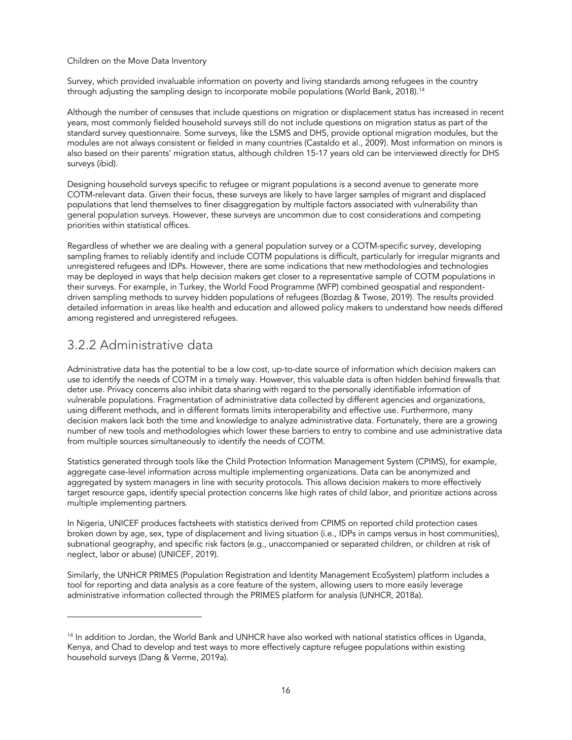Survey, which provided invaluable information on poverty and living standards among refugees in the country through adjusting the sampling design to incorporate mobile populations (World Bank, 2018).[14]

Although the number of censuses that include questions on migration or displacement status has increased in recent years, most commonly fielded household surveys still do not include questions on migration status as part of the standard survey questionnaire. Some surveys, like the LSMS and DHS, provide optional migration modules, but the modules are not always consistent or fielded in many countries (Castaldo et al., 2009). Most information on minors is also based on their parents' migration status, although children 15-17 years old can be interviewed directly for DHS surveys (ibid).

Designing household surveys specific to refugee or migrant populations is a second avenue to generate more COTM-relevant data. Given their focus, these surveys are likely to have larger samples of migrant and displaced populations that lend themselves to finer disaggregation by multiple factors associated with vulnerability than general population surveys. However, these surveys are uncommon due to cost considerations and competing priorities within statistical offices.

Regardless of whether we are dealing with a general population survey or a COTM-specific survey, developing sampling frames to reliably identify and include COTM populations is difficult, particularly for irregular migrants and unregistered refugees and IDPs. However, there are some indications that new methodologies and technologies may be deployed in ways that help decision makers get closer to a representative sample of COTM populations in their surveys. For example, in Turkey, the World Food Programme (WFP) combined geospatial and respondent-driven sampling methods to survey hidden populations of refugees (Bozdag & Twose, 2019). The results provided detailed information in areas like health and education and allowed policy makers to understand how needs differed among registered and unregistered refugees.

## 3.2.2 Administrative data

Administrative data has the potential to be a low cost, up-to-date source of information which decision makers can use to identify the needs of COTM in a timely way. However, this valuable data is often hidden behind firewalls that deter use. Privacy concerns also inhibit data sharing with regard to the personally identifiable information of vulnerable populations. Fragmentation of administrative data collected by different agencies and organizations, using different methods, and in different formats limits interoperability and effective use. Furthermore, many decision makers lack both the time and knowledge to analyze administrative data. Fortunately, there are a growing number of new tools and methodologies which lower these barriers to entry to combine and use administrative data from multiple sources simultaneously to identify the needs of COTM.

Statistics generated through tools like the Child Protection Information Management System (CPIMS), for example, aggregate case-level information across multiple implementing organizations. Data can be anonymized and aggregated by system managers in line with security protocols. This allows decision makers to more effectively target resource gaps, identify special protection concerns like high rates of child labor, and prioritize actions across multiple implementing partners.

In Nigeria, UNICEF produces factsheets with statistics derived from CPIMS on reported child protection cases broken down by age, sex, type of displacement and living situation (i.e., IDPs in camps versus in host communities), subnational geography, and specific risk factors (e.g., unaccompanied or separated children, or children at risk of neglect, labor or abuse) (UNICEF, 2019).

Similarly, the UNHCR PRIMES (Population Registration and Identity Management EcoSystem) platform includes a tool for reporting and data analysis as a core feature of the system, allowing users to more easily leverage administrative information collected through the PRIMES platform for analysis (UNHCR, 2018a).

---

[14] In addition to Jordan, the World Bank and UNHCR have also worked with national statistics offices in Uganda, Kenya, and Chad to develop and test ways to more effectively capture refugee populations within existing household surveys (Dang & Verme, 2019a).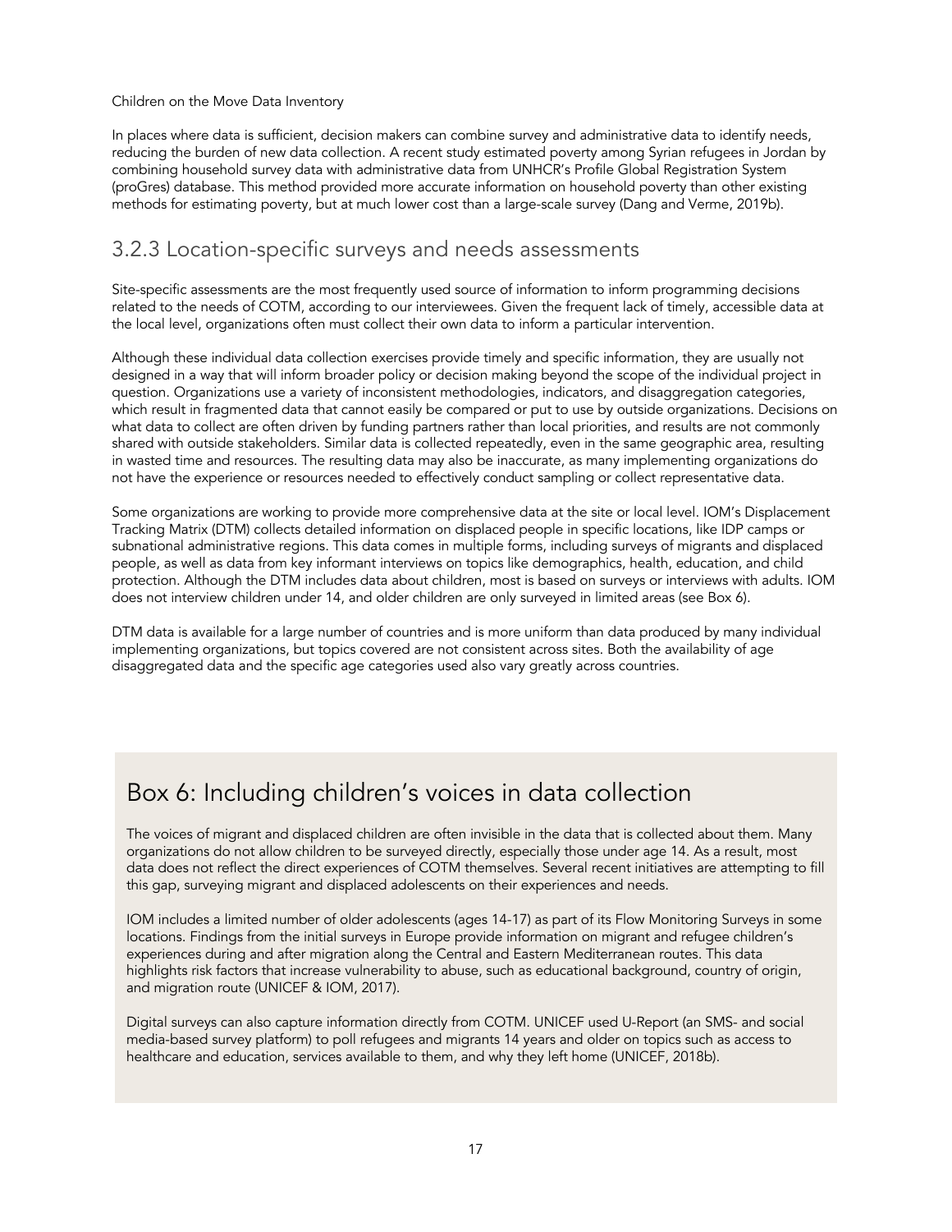In places where data is sufficient, decision makers can combine survey and administrative data to identify needs, reducing the burden of new data collection. A recent study estimated poverty among Syrian refugees in Jordan by combining household survey data with administrative data from UNHCR's Profile Global Registration System (proGres) database. This method provided more accurate information on household poverty than other existing methods for estimating poverty, but at much lower cost than a large-scale survey (Dang and Verme, 2019b).

### 3.2.3 Location-specific surveys and needs assessments

Site-specific assessments are the most frequently used source of information to inform programming decisions related to the needs of COTM, according to our interviewees. Given the frequent lack of timely, accessible data at the local level, organizations often must collect their own data to inform a particular intervention.

Although these individual data collection exercises provide timely and specific information, they are usually not designed in a way that will inform broader policy or decision making beyond the scope of the individual project in question. Organizations use a variety of inconsistent methodologies, indicators, and disaggregation categories, which result in fragmented data that cannot easily be compared or put to use by outside organizations. Decisions on what data to collect are often driven by funding partners rather than local priorities, and results are not commonly shared with outside stakeholders. Similar data is collected repeatedly, even in the same geographic area, resulting in wasted time and resources. The resulting data may also be inaccurate, as many implementing organizations do not have the experience or resources needed to effectively conduct sampling or collect representative data.

Some organizations are working to provide more comprehensive data at the site or local level. IOM's Displacement Tracking Matrix (DTM) collects detailed information on displaced people in specific locations, like IDP camps or subnational administrative regions. This data comes in multiple forms, including surveys of migrants and displaced people, as well as data from key informant interviews on topics like demographics, health, education, and child protection. Although the DTM includes data about children, most is based on surveys or interviews with adults. IOM does not interview children under 14, and older children are only surveyed in limited areas (see Box 6).

DTM data is available for a large number of countries and is more uniform than data produced by many individual implementing organizations, but topics covered are not consistent across sites. Both the availability of age disaggregated data and the specific age categories used also vary greatly across countries.

## Box 6: Including children's voices in data collection

The voices of migrant and displaced children are often invisible in the data that is collected about them. Many organizations do not allow children to be surveyed directly, especially those under age 14. As a result, most data does not reflect the direct experiences of COTM themselves. Several recent initiatives are attempting to fill this gap, surveying migrant and displaced adolescents on their experiences and needs.

IOM includes a limited number of older adolescents (ages 14-17) as part of its Flow Monitoring Surveys in some locations. Findings from the initial surveys in Europe provide information on migrant and refugee children's experiences during and after migration along the Central and Eastern Mediterranean routes. This data highlights risk factors that increase vulnerability to abuse, such as educational background, country of origin, and migration route (UNICEF & IOM, 2017).

Digital surveys can also capture information directly from COTM. UNICEF used U-Report (an SMS- and social media-based survey platform) to poll refugees and migrants 14 years and older on topics such as access to healthcare and education, services available to them, and why they left home (UNICEF, 2018b).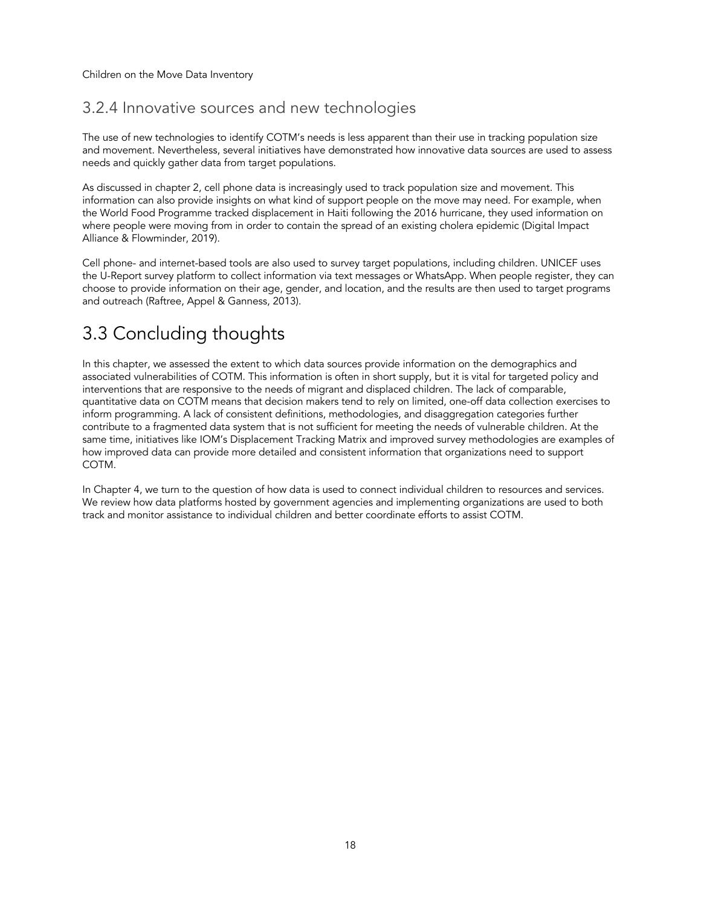### 3.2.4 Innovative sources and new technologies

The use of new technologies to identify COTM's needs is less apparent than their use in tracking population size and movement. Nevertheless, several initiatives have demonstrated how innovative data sources are used to assess needs and quickly gather data from target populations.

As discussed in chapter 2, cell phone data is increasingly used to track population size and movement. This information can also provide insights on what kind of support people on the move may need. For example, when the World Food Programme tracked displacement in Haiti following the 2016 hurricane, they used information on where people were moving from in order to contain the spread of an existing cholera epidemic (Digital Impact Alliance & Flowminder, 2019).

Cell phone- and internet-based tools are also used to survey target populations, including children. UNICEF uses the U-Report survey platform to collect information via text messages or WhatsApp. When people register, they can choose to provide information on their age, gender, and location, and the results are then used to target programs and outreach (Raftree, Appel & Ganness, 2013).

## 3.3 Concluding thoughts

In this chapter, we assessed the extent to which data sources provide information on the demographics and associated vulnerabilities of COTM. This information is often in short supply, but it is vital for targeted policy and interventions that are responsive to the needs of migrant and displaced children. The lack of comparable, quantitative data on COTM means that decision makers tend to rely on limited, one-off data collection exercises to inform programming. A lack of consistent definitions, methodologies, and disaggregation categories further contribute to a fragmented data system that is not sufficient for meeting the needs of vulnerable children. At the same time, initiatives like IOM's Displacement Tracking Matrix and improved survey methodologies are examples of how improved data can provide more detailed and consistent information that organizations need to support COTM.

In Chapter 4, we turn to the question of how data is used to connect individual children to resources and services. We review how data platforms hosted by government agencies and implementing organizations are used to both track and monitor assistance to individual children and better coordinate efforts to assist COTM.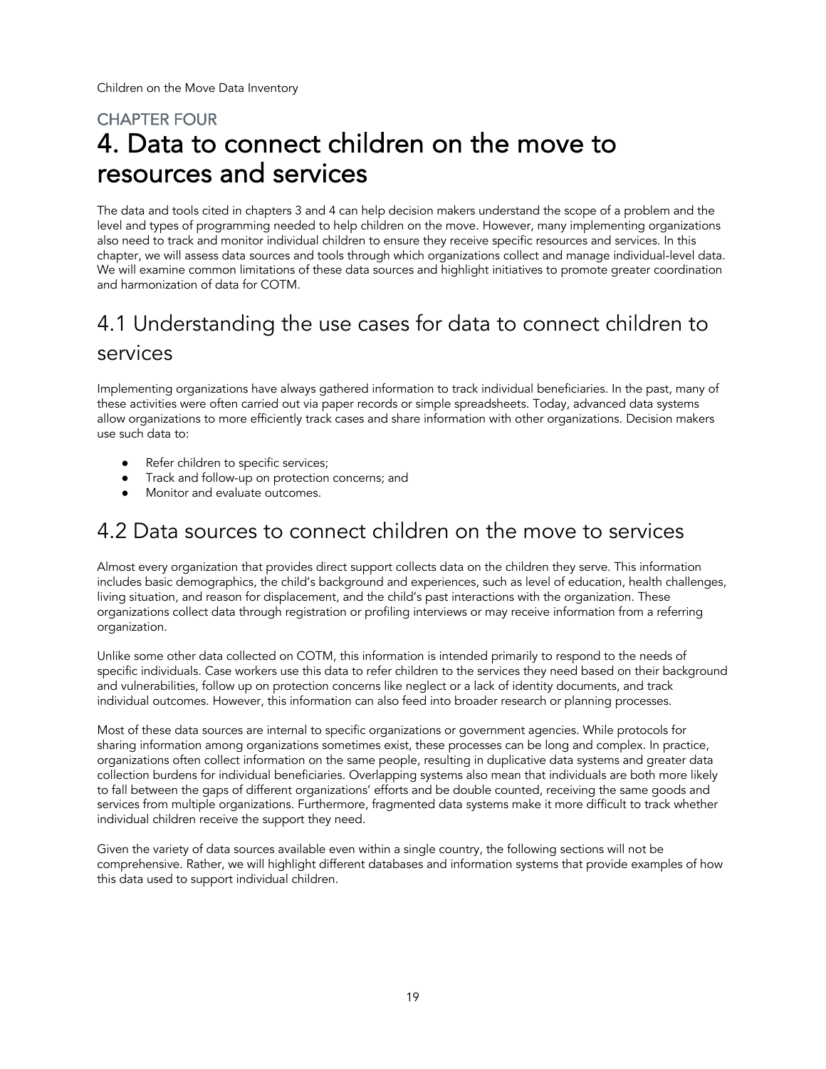CHAPTER FOUR

# 4. Data to connect children on the move to resources and services

The data and tools cited in chapters 3 and 4 can help decision makers understand the scope of a problem and the level and types of programming needed to help children on the move. However, many implementing organizations also need to track and monitor individual children to ensure they receive specific resources and services. In this chapter, we will assess data sources and tools through which organizations collect and manage individual-level data. We will examine common limitations of these data sources and highlight initiatives to promote greater coordination and harmonization of data for COTM.

## 4.1 Understanding the use cases for data to connect children to services

Implementing organizations have always gathered information to track individual beneficiaries. In the past, many of these activities were often carried out via paper records or simple spreadsheets. Today, advanced data systems allow organizations to more efficiently track cases and share information with other organizations. Decision makers use such data to:

- Refer children to specific services;
- Track and follow-up on protection concerns; and
- Monitor and evaluate outcomes.

## 4.2 Data sources to connect children on the move to services

Almost every organization that provides direct support collects data on the children they serve. This information includes basic demographics, the child's background and experiences, such as level of education, health challenges, living situation, and reason for displacement, and the child's past interactions with the organization. These organizations collect data through registration or profiling interviews or may receive information from a referring organization.

Unlike some other data collected on COTM, this information is intended primarily to respond to the needs of specific individuals. Case workers use this data to refer children to the services they need based on their background and vulnerabilities, follow up on protection concerns like neglect or a lack of identity documents, and track individual outcomes. However, this information can also feed into broader research or planning processes.

Most of these data sources are internal to specific organizations or government agencies. While protocols for sharing information among organizations sometimes exist, these processes can be long and complex. In practice, organizations often collect information on the same people, resulting in duplicative data systems and greater data collection burdens for individual beneficiaries. Overlapping systems also mean that individuals are both more likely to fall between the gaps of different organizations' efforts and be double counted, receiving the same goods and services from multiple organizations. Furthermore, fragmented data systems make it more difficult to track whether individual children receive the support they need.

Given the variety of data sources available even within a single country, the following sections will not be comprehensive. Rather, we will highlight different databases and information systems that provide examples of how this data used to support individual children.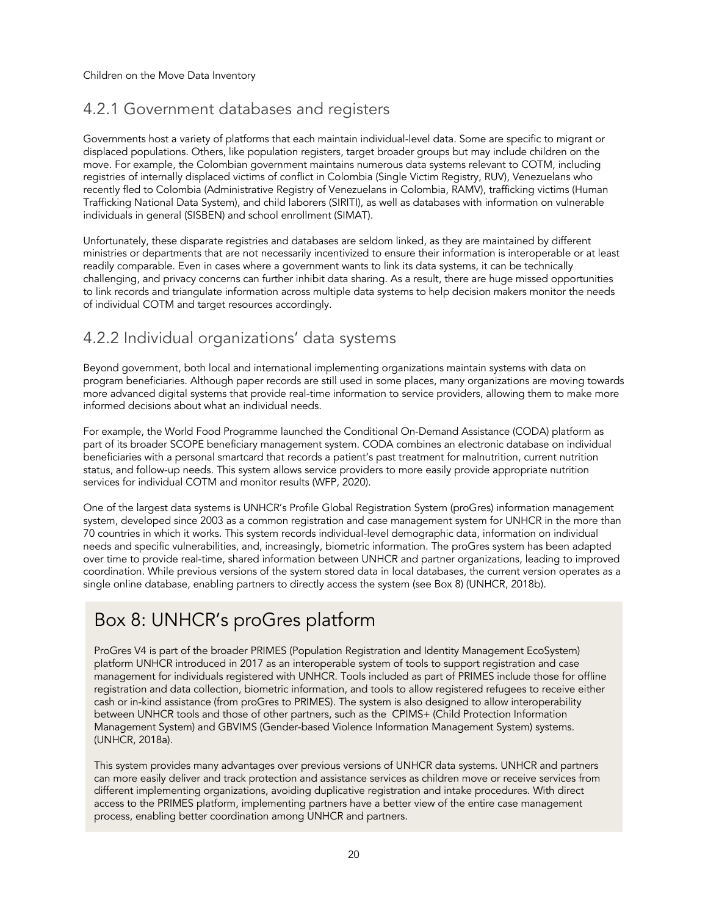## 4.2.1 Government databases and registers

Governments host a variety of platforms that each maintain individual-level data. Some are specific to migrant or displaced populations. Others, like population registers, target broader groups but may include children on the move. For example, the Colombian government maintains numerous data systems relevant to COTM, including registries of internally displaced victims of conflict in Colombia (Single Victim Registry, RUV), Venezuelans who recently fled to Colombia (Administrative Registry of Venezuelans in Colombia, RAMV), trafficking victims (Human Trafficking National Data System), and child laborers (SIRITI), as well as databases with information on vulnerable individuals in general (SISBEN) and school enrollment (SIMAT).

Unfortunately, these disparate registries and databases are seldom linked, as they are maintained by different ministries or departments that are not necessarily incentivized to ensure their information is interoperable or at least readily comparable. Even in cases where a government wants to link its data systems, it can be technically challenging, and privacy concerns can further inhibit data sharing. As a result, there are huge missed opportunities to link records and triangulate information across multiple data systems to help decision makers monitor the needs of individual COTM and target resources accordingly.

## 4.2.2 Individual organizations' data systems

Beyond government, both local and international implementing organizations maintain systems with data on program beneficiaries. Although paper records are still used in some places, many organizations are moving towards more advanced digital systems that provide real-time information to service providers, allowing them to make more informed decisions about what an individual needs.

For example, the World Food Programme launched the Conditional On-Demand Assistance (CODA) platform as part of its broader SCOPE beneficiary management system. CODA combines an electronic database on individual beneficiaries with a personal smartcard that records a patient's past treatment for malnutrition, current nutrition status, and follow-up needs. This system allows service providers to more easily provide appropriate nutrition services for individual COTM and monitor results (WFP, 2020).

One of the largest data systems is UNHCR's Profile Global Registration System (proGres) information management system, developed since 2003 as a common registration and case management system for UNHCR in the more than 70 countries in which it works. This system records individual-level demographic data, information on individual needs and specific vulnerabilities, and, increasingly, biometric information. The proGres system has been adapted over time to provide real-time, shared information between UNHCR and partner organizations, leading to improved coordination. While previous versions of the system stored data in local databases, the current version operates as a single online database, enabling partners to directly access the system (see Box 8) (UNHCR, 2018b).

## Box 8: UNHCR's proGres platform

ProGres V4 is part of the broader PRIMES (Population Registration and Identity Management EcoSystem) platform UNHCR introduced in 2017 as an interoperable system of tools to support registration and case management for individuals registered with UNHCR. Tools included as part of PRIMES include those for offline registration and data collection, biometric information, and tools to allow registered refugees to receive either cash or in-kind assistance (from proGres to PRIMES). The system is also designed to allow interoperability between UNHCR tools and those of other partners, such as the CPIMS+ (Child Protection Information Management System) and GBVIMS (Gender-based Violence Information Management System) systems. (UNHCR, 2018a).

This system provides many advantages over previous versions of UNHCR data systems. UNHCR and partners can more easily deliver and track protection and assistance services as children move or receive services from different implementing organizations, avoiding duplicative registration and intake procedures. With direct access to the PRIMES platform, implementing partners have a better view of the entire case management process, enabling better coordination among UNHCR and partners.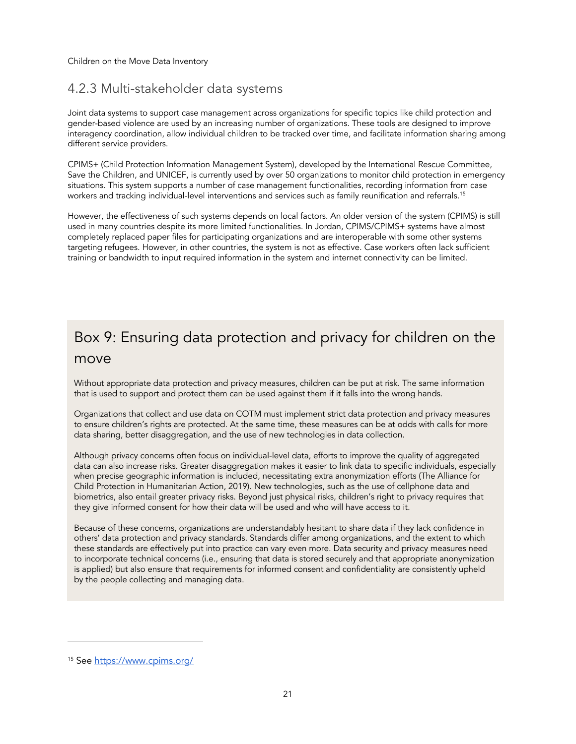### 4.2.3 Multi-stakeholder data systems

Joint data systems to support case management across organizations for specific topics like child protection and gender-based violence are used by an increasing number of organizations. These tools are designed to improve interagency coordination, allow individual children to be tracked over time, and facilitate information sharing among different service providers.

CPIMS+ (Child Protection Information Management System), developed by the International Rescue Committee, Save the Children, and UNICEF, is currently used by over 50 organizations to monitor child protection in emergency situations. This system supports a number of case management functionalities, recording information from case workers and tracking individual-level interventions and services such as family reunification and referrals.[15]

However, the effectiveness of such systems depends on local factors. An older version of the system (CPIMS) is still used in many countries despite its more limited functionalities. In Jordan, CPIMS/CPIMS+ systems have almost completely replaced paper files for participating organizations and are interoperable with some other systems targeting refugees. However, in other countries, the system is not as effective. Case workers often lack sufficient training or bandwidth to input required information in the system and internet connectivity can be limited.

## Box 9: Ensuring data protection and privacy for children on the move

Without appropriate data protection and privacy measures, children can be put at risk. The same information that is used to support and protect them can be used against them if it falls into the wrong hands.

Organizations that collect and use data on COTM must implement strict data protection and privacy measures to ensure children's rights are protected. At the same time, these measures can be at odds with calls for more data sharing, better disaggregation, and the use of new technologies in data collection.

Although privacy concerns often focus on individual-level data, efforts to improve the quality of aggregated data can also increase risks. Greater disaggregation makes it easier to link data to specific individuals, especially when precise geographic information is included, necessitating extra anonymization efforts (The Alliance for Child Protection in Humanitarian Action, 2019). New technologies, such as the use of cellphone data and biometrics, also entail greater privacy risks. Beyond just physical risks, children's right to privacy requires that they give informed consent for how their data will be used and who will have access to it.

Because of these concerns, organizations are understandably hesitant to share data if they lack confidence in others' data protection and privacy standards. Standards differ among organizations, and the extent to which these standards are effectively put into practice can vary even more. Data security and privacy measures need to incorporate technical concerns (i.e., ensuring that data is stored securely and that appropriate anonymization is applied) but also ensure that requirements for informed consent and confidentiality are consistently upheld by the people collecting and managing data.

[15] See https://www.cpims.org/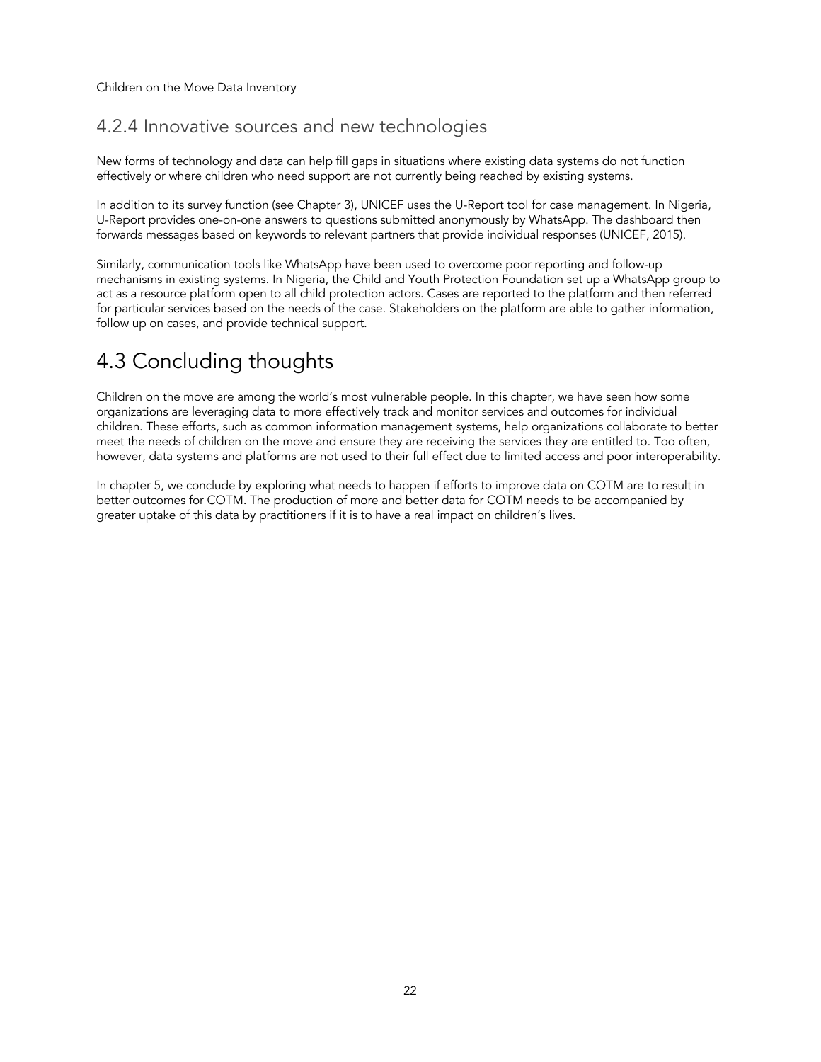### 4.2.4 Innovative sources and new technologies

New forms of technology and data can help fill gaps in situations where existing data systems do not function effectively or where children who need support are not currently being reached by existing systems.

In addition to its survey function (see Chapter 3), UNICEF uses the U-Report tool for case management. In Nigeria, U-Report provides one-on-one answers to questions submitted anonymously by WhatsApp. The dashboard then forwards messages based on keywords to relevant partners that provide individual responses (UNICEF, 2015).

Similarly, communication tools like WhatsApp have been used to overcome poor reporting and follow-up mechanisms in existing systems. In Nigeria, the Child and Youth Protection Foundation set up a WhatsApp group to act as a resource platform open to all child protection actors. Cases are reported to the platform and then referred for particular services based on the needs of the case. Stakeholders on the platform are able to gather information, follow up on cases, and provide technical support.

## 4.3 Concluding thoughts

Children on the move are among the world's most vulnerable people. In this chapter, we have seen how some organizations are leveraging data to more effectively track and monitor services and outcomes for individual children. These efforts, such as common information management systems, help organizations collaborate to better meet the needs of children on the move and ensure they are receiving the services they are entitled to. Too often, however, data systems and platforms are not used to their full effect due to limited access and poor interoperability.

In chapter 5, we conclude by exploring what needs to happen if efforts to improve data on COTM are to result in better outcomes for COTM. The production of more and better data for COTM needs to be accompanied by greater uptake of this data by practitioners if it is to have a real impact on children's lives.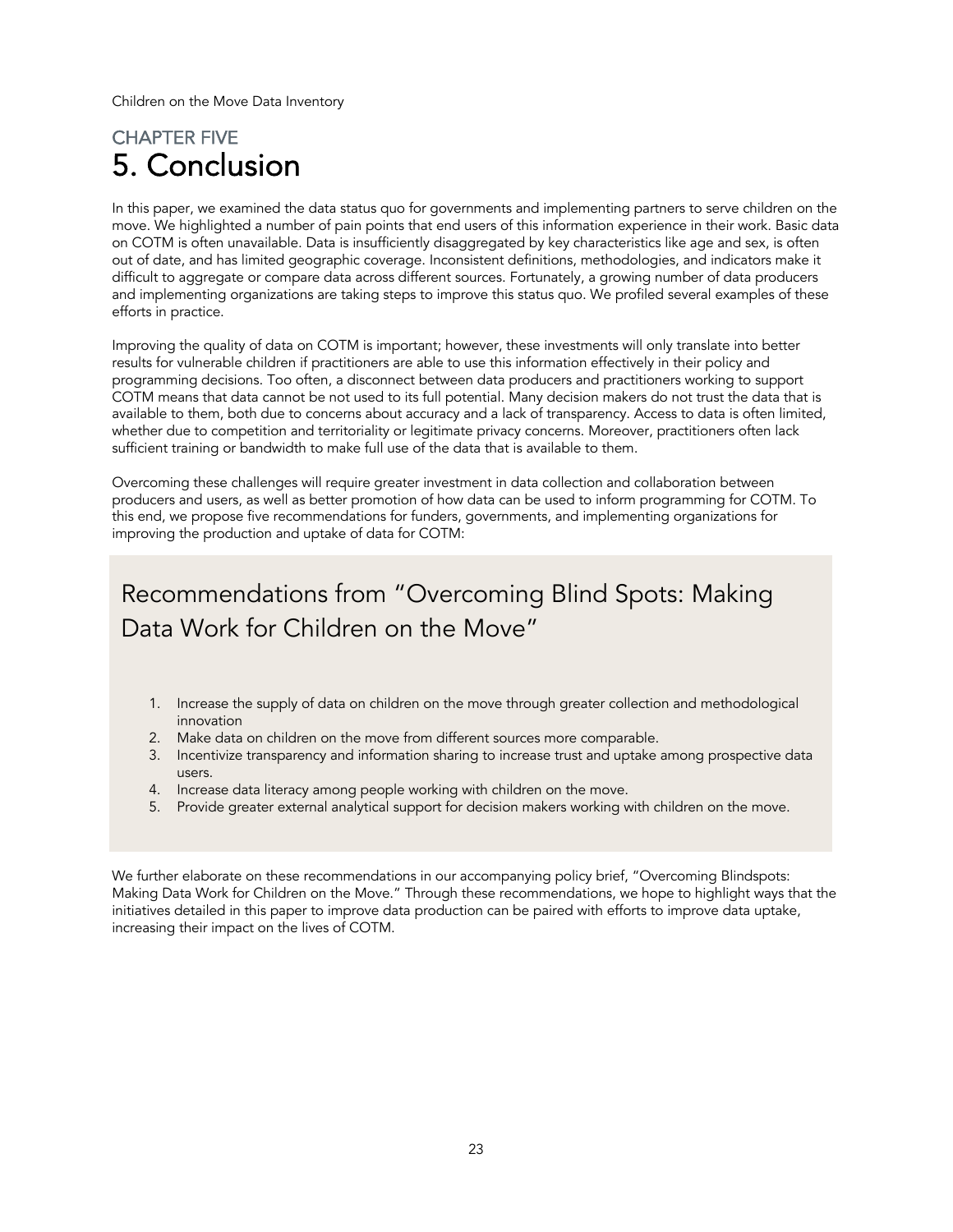CHAPTER FIVE

# 5. Conclusion

In this paper, we examined the data status quo for governments and implementing partners to serve children on the move. We highlighted a number of pain points that end users of this information experience in their work. Basic data on COTM is often unavailable. Data is insufficiently disaggregated by key characteristics like age and sex, is often out of date, and has limited geographic coverage. Inconsistent definitions, methodologies, and indicators make it difficult to aggregate or compare data across different sources. Fortunately, a growing number of data producers and implementing organizations are taking steps to improve this status quo. We profiled several examples of these efforts in practice.

Improving the quality of data on COTM is important; however, these investments will only translate into better results for vulnerable children if practitioners are able to use this information effectively in their policy and programming decisions. Too often, a disconnect between data producers and practitioners working to support COTM means that data cannot be not used to its full potential. Many decision makers do not trust the data that is available to them, both due to concerns about accuracy and a lack of transparency. Access to data is often limited, whether due to competition and territoriality or legitimate privacy concerns. Moreover, practitioners often lack sufficient training or bandwidth to make full use of the data that is available to them.

Overcoming these challenges will require greater investment in data collection and collaboration between producers and users, as well as better promotion of how data can be used to inform programming for COTM. To this end, we propose five recommendations for funders, governments, and implementing organizations for improving the production and uptake of data for COTM:

## Recommendations from "Overcoming Blind Spots: Making Data Work for Children on the Move"

1. Increase the supply of data on children on the move through greater collection and methodological innovation
2. Make data on children on the move from different sources more comparable.
3. Incentivize transparency and information sharing to increase trust and uptake among prospective data users.
4. Increase data literacy among people working with children on the move.
5. Provide greater external analytical support for decision makers working with children on the move.

We further elaborate on these recommendations in our accompanying policy brief, "Overcoming Blindspots: Making Data Work for Children on the Move." Through these recommendations, we hope to highlight ways that the initiatives detailed in this paper to improve data production can be paired with efforts to improve data uptake, increasing their impact on the lives of COTM.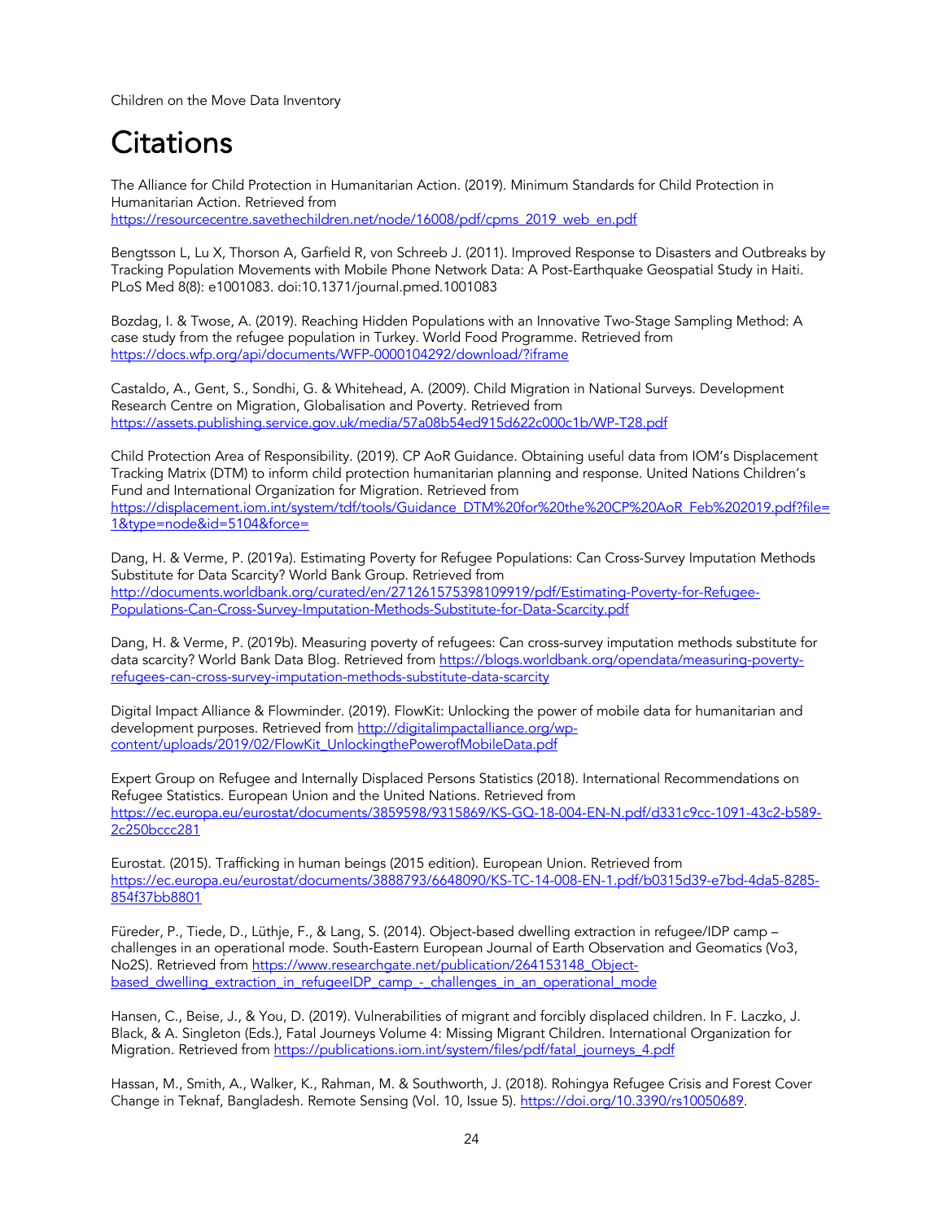# Citations

The Alliance for Child Protection in Humanitarian Action. (2019). Minimum Standards for Child Protection in Humanitarian Action. Retrieved from https://resourcecentre.savethechildren.net/node/16008/pdf/cpms_2019_web_en.pdf

Bengtsson L, Lu X, Thorson A, Garfield R, von Schreeb J. (2011). Improved Response to Disasters and Outbreaks by Tracking Population Movements with Mobile Phone Network Data: A Post-Earthquake Geospatial Study in Haiti. PLoS Med 8(8): e1001083. doi:10.1371/journal.pmed.1001083

Bozdag, I. & Twose, A. (2019). Reaching Hidden Populations with an Innovative Two-Stage Sampling Method: A case study from the refugee population in Turkey. World Food Programme. Retrieved from https://docs.wfp.org/api/documents/WFP-0000104292/download/?iframe

Castaldo, A., Gent, S., Sondhi, G. & Whitehead, A. (2009). Child Migration in National Surveys. Development Research Centre on Migration, Globalisation and Poverty. Retrieved from https://assets.publishing.service.gov.uk/media/57a08b54ed915d622c000c1b/WP-T28.pdf

Child Protection Area of Responsibility. (2019). CP AoR Guidance. Obtaining useful data from IOM's Displacement Tracking Matrix (DTM) to inform child protection humanitarian planning and response. United Nations Children's Fund and International Organization for Migration. Retrieved from https://displacement.iom.int/system/tdf/tools/Guidance_DTM%20for%20the%20CP%20AoR_Feb%202019.pdf?file=1&type=node&id=5104&force=

Dang, H. & Verme, P. (2019a). Estimating Poverty for Refugee Populations: Can Cross-Survey Imputation Methods Substitute for Data Scarcity? World Bank Group. Retrieved from http://documents.worldbank.org/curated/en/271261575398109919/pdf/Estimating-Poverty-for-Refugee-Populations-Can-Cross-Survey-Imputation-Methods-Substitute-for-Data-Scarcity.pdf

Dang, H. & Verme, P. (2019b). Measuring poverty of refugees: Can cross-survey imputation methods substitute for data scarcity? World Bank Data Blog. Retrieved from https://blogs.worldbank.org/opendata/measuring-poverty-refugees-can-cross-survey-imputation-methods-substitute-data-scarcity

Digital Impact Alliance & Flowminder. (2019). FlowKit: Unlocking the power of mobile data for humanitarian and development purposes. Retrieved from http://digitalimpactalliance.org/wp-content/uploads/2019/02/FlowKit_UnlockingthePowerofMobileData.pdf

Expert Group on Refugee and Internally Displaced Persons Statistics (2018). International Recommendations on Refugee Statistics. European Union and the United Nations. Retrieved from https://ec.europa.eu/eurostat/documents/3859598/9315869/KS-GQ-18-004-EN-N.pdf/d331c9cc-1091-43c2-b589-2c250bccc281

Eurostat. (2015). Trafficking in human beings (2015 edition). European Union. Retrieved from https://ec.europa.eu/eurostat/documents/3888793/6648090/KS-TC-14-008-EN-1.pdf/b0315d39-e7bd-4da5-8285-854f37bb8801

Füreder, P., Tiede, D., Lüthje, F., & Lang, S. (2014). Object-based dwelling extraction in refugee/IDP camp – challenges in an operational mode. South-Eastern European Journal of Earth Observation and Geomatics (Vo3, No2S). Retrieved from https://www.researchgate.net/publication/264153148_Object-based_dwelling_extraction_in_refugeeIDP_camp_-_challenges_in_an_operational_mode

Hansen, C., Beise, J., & You, D. (2019). Vulnerabilities of migrant and forcibly displaced children. In F. Laczko, J. Black, & A. Singleton (Eds.), Fatal Journeys Volume 4: Missing Migrant Children. International Organization for Migration. Retrieved from https://publications.iom.int/system/files/pdf/fatal_journeys_4.pdf

Hassan, M., Smith, A., Walker, K., Rahman, M. & Southworth, J. (2018). Rohingya Refugee Crisis and Forest Cover Change in Teknaf, Bangladesh. Remote Sensing (Vol. 10, Issue 5). https://doi.org/10.3390/rs10050689.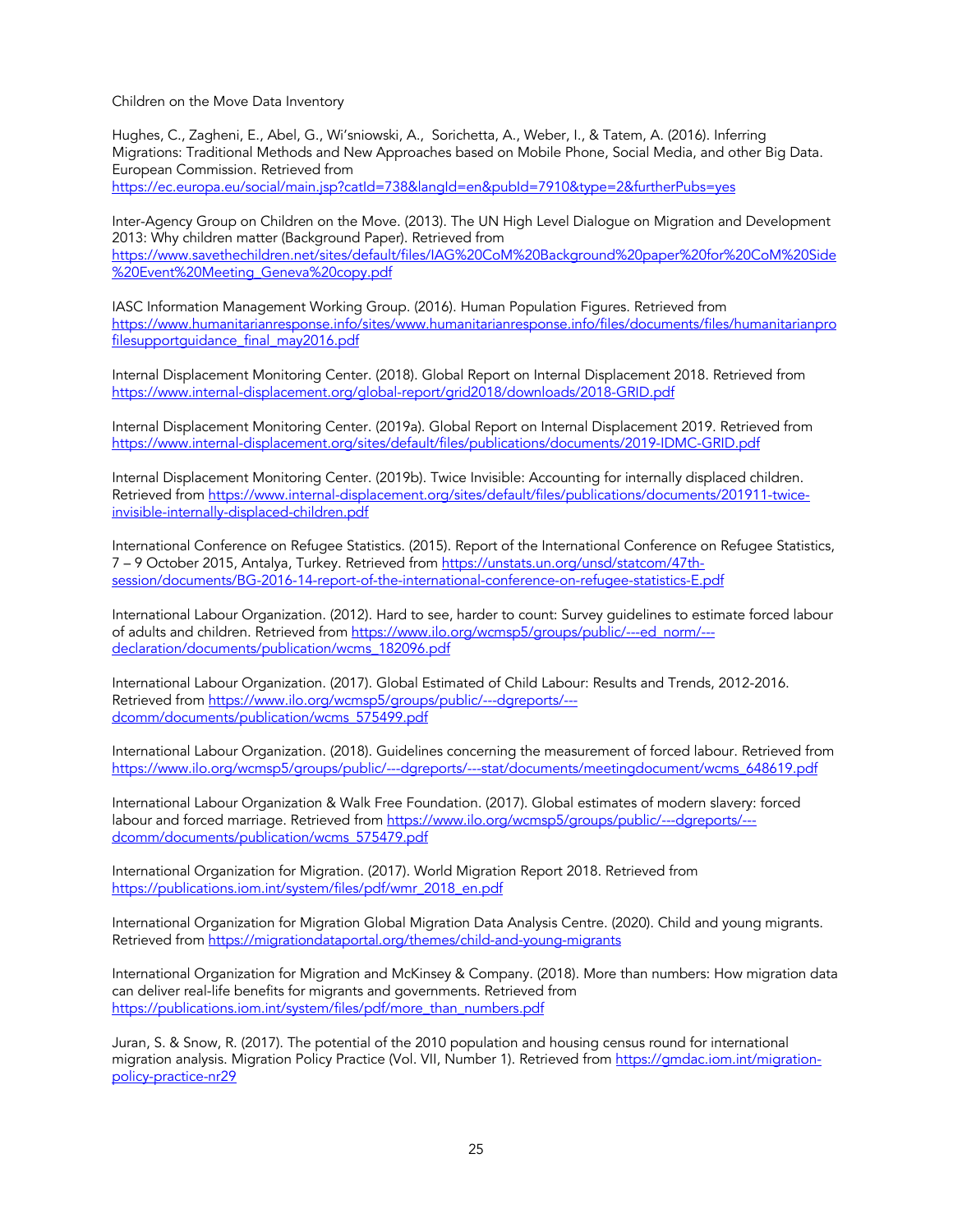Children on the Move Data Inventory

Hughes, C., Zagheni, E., Abel, G., Wi'sniowski, A., Sorichetta, A., Weber, I., & Tatem, A. (2016). Inferring Migrations: Traditional Methods and New Approaches based on Mobile Phone, Social Media, and other Big Data. European Commission. Retrieved from https://ec.europa.eu/social/main.jsp?catId=738&langId=en&pubId=7910&type=2&furtherPubs=yes

Inter-Agency Group on Children on the Move. (2013). The UN High Level Dialogue on Migration and Development 2013: Why children matter (Background Paper). Retrieved from https://www.savethechildren.net/sites/default/files/IAG%20CoM%20Background%20paper%20for%20CoM%20Side%20Event%20Meeting_Geneva%20copy.pdf

IASC Information Management Working Group. (2016). Human Population Figures. Retrieved from https://www.humanitarianresponse.info/sites/www.humanitarianresponse.info/files/documents/files/humanitarianprofilesupportguidance_final_may2016.pdf

Internal Displacement Monitoring Center. (2018). Global Report on Internal Displacement 2018. Retrieved from https://www.internal-displacement.org/global-report/grid2018/downloads/2018-GRID.pdf

Internal Displacement Monitoring Center. (2019a). Global Report on Internal Displacement 2019. Retrieved from https://www.internal-displacement.org/sites/default/files/publications/documents/2019-IDMC-GRID.pdf

Internal Displacement Monitoring Center. (2019b). Twice Invisible: Accounting for internally displaced children. Retrieved from https://www.internal-displacement.org/sites/default/files/publications/documents/201911-twice-invisible-internally-displaced-children.pdf

International Conference on Refugee Statistics. (2015). Report of the International Conference on Refugee Statistics, 7 – 9 October 2015, Antalya, Turkey. Retrieved from https://unstats.un.org/unsd/statcom/47th-session/documents/BG-2016-14-report-of-the-international-conference-on-refugee-statistics-E.pdf

International Labour Organization. (2012). Hard to see, harder to count: Survey guidelines to estimate forced labour of adults and children. Retrieved from https://www.ilo.org/wcmsp5/groups/public/---ed_norm/---declaration/documents/publication/wcms_182096.pdf

International Labour Organization. (2017). Global Estimated of Child Labour: Results and Trends, 2012-2016. Retrieved from https://www.ilo.org/wcmsp5/groups/public/---dgreports/---dcomm/documents/publication/wcms_575499.pdf

International Labour Organization. (2018). Guidelines concerning the measurement of forced labour. Retrieved from https://www.ilo.org/wcmsp5/groups/public/---dgreports/---stat/documents/meetingdocument/wcms_648619.pdf

International Labour Organization & Walk Free Foundation. (2017). Global estimates of modern slavery: forced labour and forced marriage. Retrieved from https://www.ilo.org/wcmsp5/groups/public/---dgreports/---dcomm/documents/publication/wcms_575479.pdf

International Organization for Migration. (2017). World Migration Report 2018. Retrieved from https://publications.iom.int/system/files/pdf/wmr_2018_en.pdf

International Organization for Migration Global Migration Data Analysis Centre. (2020). Child and young migrants. Retrieved from https://migrationdataportal.org/themes/child-and-young-migrants

International Organization for Migration and McKinsey & Company. (2018). More than numbers: How migration data can deliver real-life benefits for migrants and governments. Retrieved from https://publications.iom.int/system/files/pdf/more_than_numbers.pdf

Juran, S. & Snow, R. (2017). The potential of the 2010 population and housing census round for international migration analysis. Migration Policy Practice (Vol. VII, Number 1). Retrieved from https://gmdac.iom.int/migration-policy-practice-nr29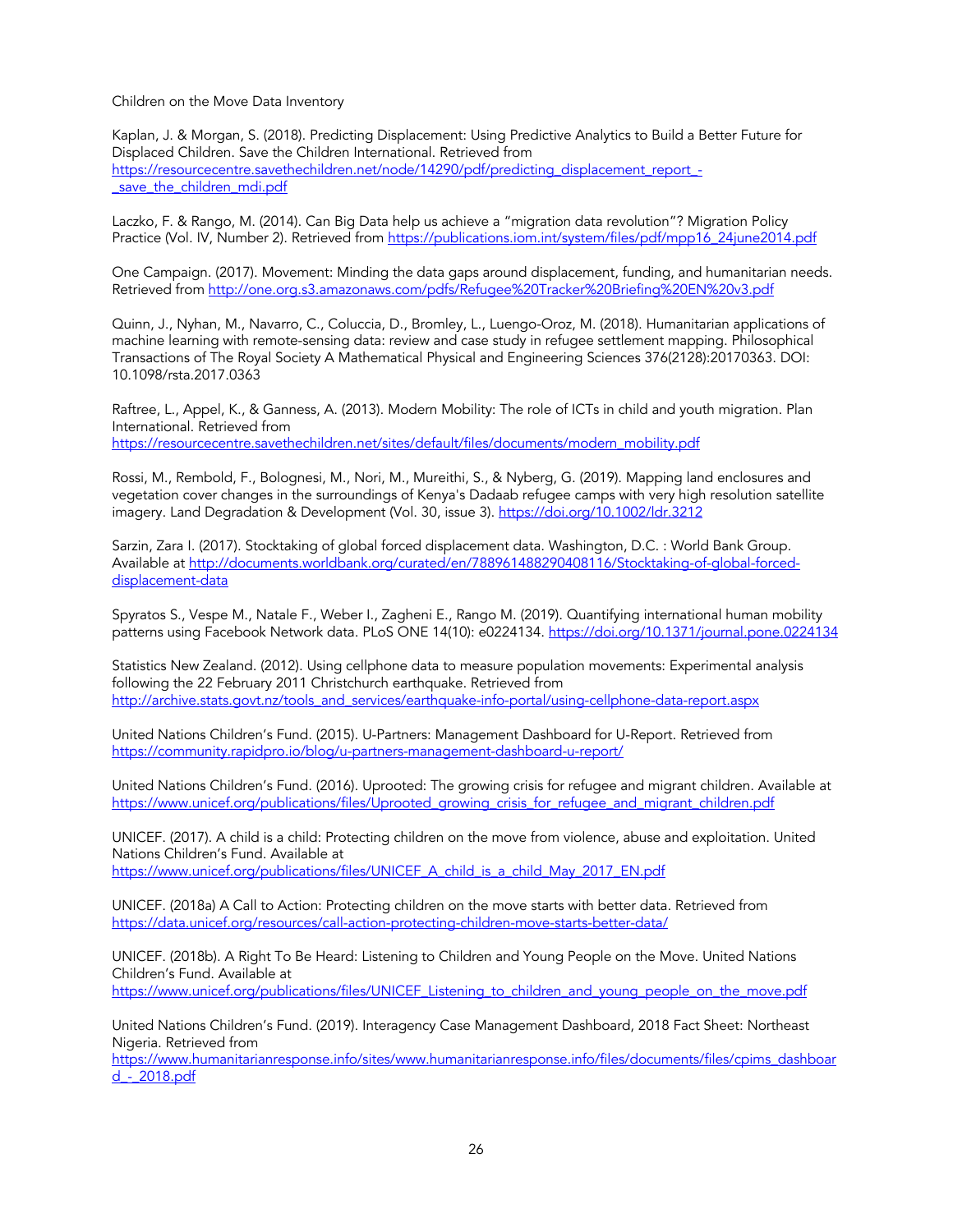Children on the Move Data Inventory

Kaplan, J. & Morgan, S. (2018). Predicting Displacement: Using Predictive Analytics to Build a Better Future for Displaced Children. Save the Children International. Retrieved from https://resourcecentre.savethechildren.net/node/14290/pdf/predicting_displacement_report_-_save_the_children_mdi.pdf

Laczko, F. & Rango, M. (2014). Can Big Data help us achieve a "migration data revolution"? Migration Policy Practice (Vol. IV, Number 2). Retrieved from https://publications.iom.int/system/files/pdf/mpp16_24june2014.pdf

One Campaign. (2017). Movement: Minding the data gaps around displacement, funding, and humanitarian needs. Retrieved from http://one.org.s3.amazonaws.com/pdfs/Refugee%20Tracker%20Briefing%20EN%20v3.pdf

Quinn, J., Nyhan, M., Navarro, C., Coluccia, D., Bromley, L., Luengo-Oroz, M. (2018). Humanitarian applications of machine learning with remote-sensing data: review and case study in refugee settlement mapping. Philosophical Transactions of The Royal Society A Mathematical Physical and Engineering Sciences 376(2128):20170363. DOI: 10.1098/rsta.2017.0363

Raftree, L., Appel, K., & Ganness, A. (2013). Modern Mobility: The role of ICTs in child and youth migration. Plan International. Retrieved from https://resourcecentre.savethechildren.net/sites/default/files/documents/modern_mobility.pdf

Rossi, M., Rembold, F., Bolognesi, M., Nori, M., Mureithi, S., & Nyberg, G. (2019). Mapping land enclosures and vegetation cover changes in the surroundings of Kenya's Dadaab refugee camps with very high resolution satellite imagery. Land Degradation & Development (Vol. 30, issue 3). https://doi.org/10.1002/ldr.3212

Sarzin, Zara I. (2017). Stocktaking of global forced displacement data. Washington, D.C. : World Bank Group. Available at http://documents.worldbank.org/curated/en/788961488290408116/Stocktaking-of-global-forced-displacement-data

Spyratos S., Vespe M., Natale F., Weber I., Zagheni E., Rango M. (2019). Quantifying international human mobility patterns using Facebook Network data. PLoS ONE 14(10): e0224134. https://doi.org/10.1371/journal.pone.0224134

Statistics New Zealand. (2012). Using cellphone data to measure population movements: Experimental analysis following the 22 February 2011 Christchurch earthquake. Retrieved from http://archive.stats.govt.nz/tools_and_services/earthquake-info-portal/using-cellphone-data-report.aspx

United Nations Children's Fund. (2015). U-Partners: Management Dashboard for U-Report. Retrieved from https://community.rapidpro.io/blog/u-partners-management-dashboard-u-report/

United Nations Children's Fund. (2016). Uprooted: The growing crisis for refugee and migrant children. Available at https://www.unicef.org/publications/files/Uprooted_growing_crisis_for_refugee_and_migrant_children.pdf

UNICEF. (2017). A child is a child: Protecting children on the move from violence, abuse and exploitation. United Nations Children's Fund. Available at https://www.unicef.org/publications/files/UNICEF_A_child_is_a_child_May_2017_EN.pdf

UNICEF. (2018a) A Call to Action: Protecting children on the move starts with better data. Retrieved from https://data.unicef.org/resources/call-action-protecting-children-move-starts-better-data/

UNICEF. (2018b). A Right To Be Heard: Listening to Children and Young People on the Move. United Nations Children's Fund. Available at https://www.unicef.org/publications/files/UNICEF_Listening_to_children_and_young_people_on_the_move.pdf

United Nations Children's Fund. (2019). Interagency Case Management Dashboard, 2018 Fact Sheet: Northeast Nigeria. Retrieved from https://www.humanitarianresponse.info/sites/www.humanitarianresponse.info/files/documents/files/cpims_dashboard_-_2018.pdf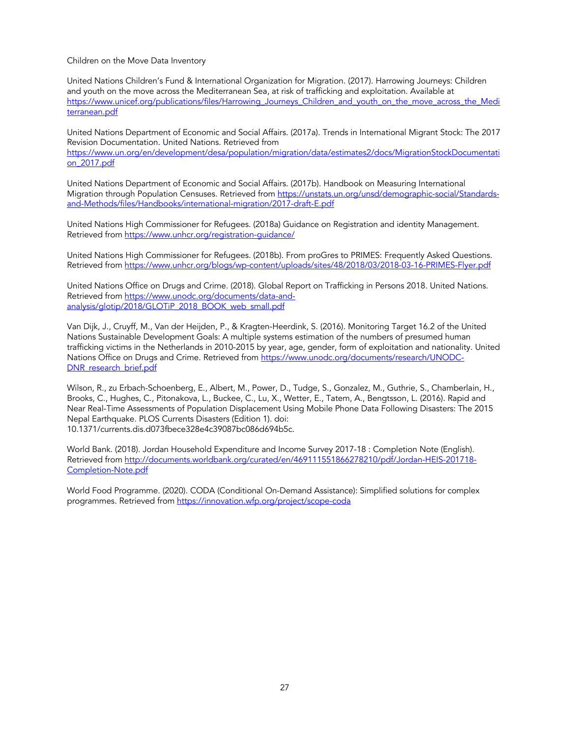United Nations Children's Fund & International Organization for Migration. (2017). Harrowing Journeys: Children and youth on the move across the Mediterranean Sea, at risk of trafficking and exploitation. Available at https://www.unicef.org/publications/files/Harrowing_Journeys_Children_and_youth_on_the_move_across_the_Mediterranean.pdf

United Nations Department of Economic and Social Affairs. (2017a). Trends in International Migrant Stock: The 2017 Revision Documentation. United Nations. Retrieved from https://www.un.org/en/development/desa/population/migration/data/estimates2/docs/MigrationStockDocumentation_2017.pdf

United Nations Department of Economic and Social Affairs. (2017b). Handbook on Measuring International Migration through Population Censuses. Retrieved from https://unstats.un.org/unsd/demographic-social/Standards-and-Methods/files/Handbooks/international-migration/2017-draft-E.pdf

United Nations High Commissioner for Refugees. (2018a) Guidance on Registration and identity Management. Retrieved from https://www.unhcr.org/registration-guidance/

United Nations High Commissioner for Refugees. (2018b). From proGres to PRIMES: Frequently Asked Questions. Retrieved from https://www.unhcr.org/blogs/wp-content/uploads/sites/48/2018/03/2018-03-16-PRIMES-Flyer.pdf

United Nations Office on Drugs and Crime. (2018). Global Report on Trafficking in Persons 2018. United Nations. Retrieved from https://www.unodc.org/documents/data-and-analysis/glotip/2018/GLOTiP_2018_BOOK_web_small.pdf

Van Dijk, J., Cruyff, M., Van der Heijden, P., & Kragten-Heerdink, S. (2016). Monitoring Target 16.2 of the United Nations Sustainable Development Goals: A multiple systems estimation of the numbers of presumed human trafficking victims in the Netherlands in 2010-2015 by year, age, gender, form of exploitation and nationality. United Nations Office on Drugs and Crime. Retrieved from https://www.unodc.org/documents/research/UNODC-DNR_research_brief.pdf

Wilson, R., zu Erbach-Schoenberg, E., Albert, M., Power, D., Tudge, S., Gonzalez, M., Guthrie, S., Chamberlain, H., Brooks, C., Hughes, C., Pitonakova, L., Buckee, C., Lu, X., Wetter, E., Tatem, A., Bengtsson, L. (2016). Rapid and Near Real-Time Assessments of Population Displacement Using Mobile Phone Data Following Disasters: The 2015 Nepal Earthquake. PLOS Currents Disasters (Edition 1). doi: 10.1371/currents.dis.d073fbece328e4c39087bc086d694b5c.

World Bank. (2018). Jordan Household Expenditure and Income Survey 2017-18 : Completion Note (English). Retrieved from http://documents.worldbank.org/curated/en/469111551866278210/pdf/Jordan-HEIS-201718-Completion-Note.pdf

World Food Programme. (2020). CODA (Conditional On-Demand Assistance): Simplified solutions for complex programmes. Retrieved from https://innovation.wfp.org/project/scope-coda